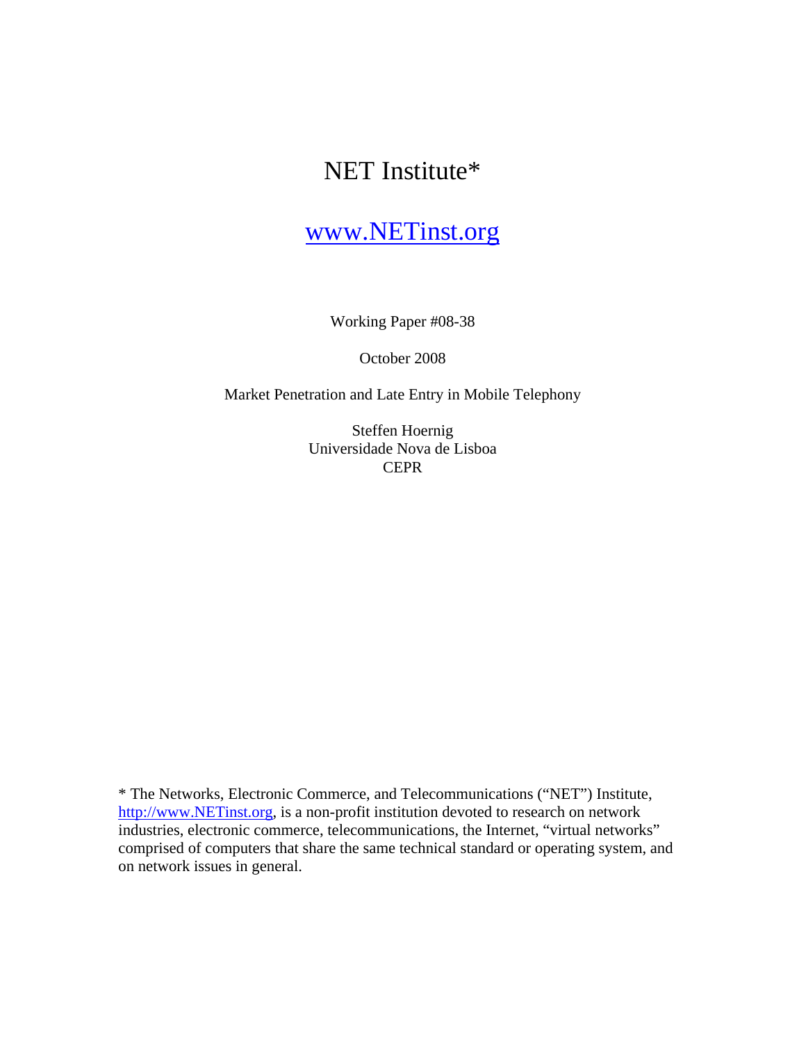# NET Institute*

## [www.NETinst.org](http://www.NETinst.org)

Working Paper #08-38

October 2008

Market Penetration and Late Entry in Mobile Telephony

Steffen Hoernig
Universidade Nova de Lisboa
CEPR

* The Networks, Electronic Commerce, and Telecommunications ("NET") Institute, [http://www.NETinst.org](http://www.NETinst.org), is a non-profit institution devoted to research on network industries, electronic commerce, telecommunications, the Internet, "virtual networks" comprised of computers that share the same technical standard or operating system, and on network issues in general.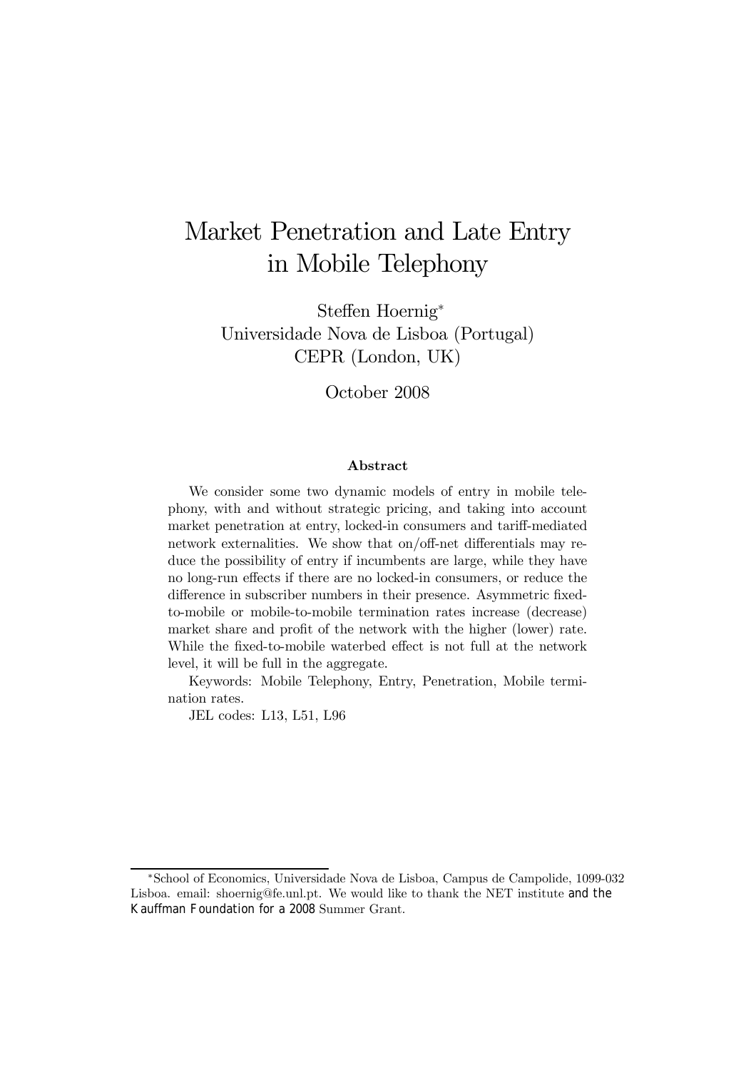# Market Penetration and Late Entry in Mobile Telephony

Steffen Hoernig*
Universidade Nova de Lisboa (Portugal)
CEPR (London, UK)

October 2008

### Abstract

We consider some two dynamic models of entry in mobile telephony, with and without strategic pricing, and taking into account market penetration at entry, locked-in consumers and tariff-mediated network externalities. We show that on/off-net differentials may reduce the possibility of entry if incumbents are large, while they have no long-run effects if there are no locked-in consumers, or reduce the difference in subscriber numbers in their presence. Asymmetric fixed-to-mobile or mobile-to-mobile termination rates increase (decrease) market share and profit of the network with the higher (lower) rate. While the fixed-to-mobile waterbed effect is not full at the network level, it will be full in the aggregate.

Keywords: Mobile Telephony, Entry, Penetration, Mobile termination rates.

JEL codes: L13, L51, L96

---

*School of Economics, Universidade Nova de Lisboa, Campus de Campolide, 1099-032 Lisboa. email: shoernig@fe.unl.pt. We would like to thank the NET institute and the Kauffman Foundation for a 2008 Summer Grant.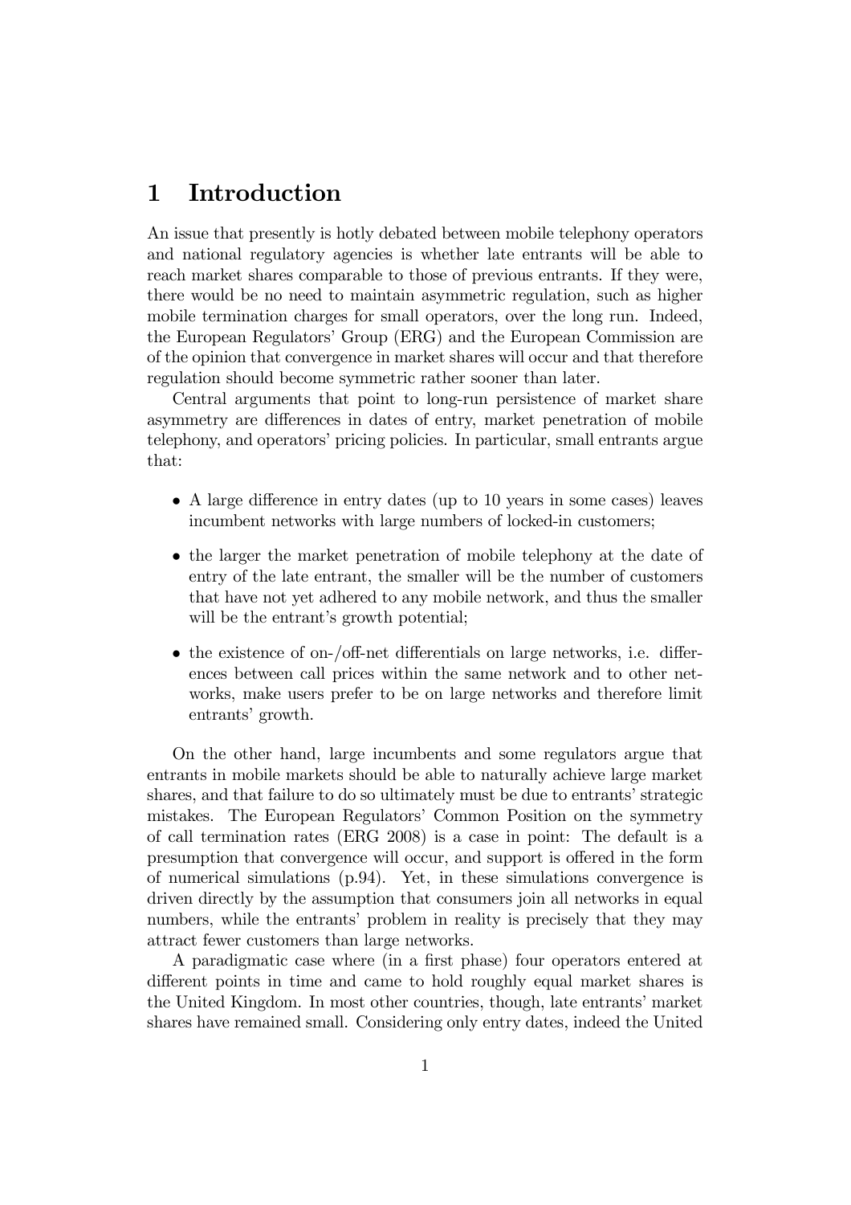# 1 Introduction

An issue that presently is hotly debated between mobile telephony operators and national regulatory agencies is whether late entrants will be able to reach market shares comparable to those of previous entrants. If they were, there would be no need to maintain asymmetric regulation, such as higher mobile termination charges for small operators, over the long run. Indeed, the European Regulators' Group (ERG) and the European Commission are of the opinion that convergence in market shares will occur and that therefore regulation should become symmetric rather sooner than later.

Central arguments that point to long-run persistence of market share asymmetry are differences in dates of entry, market penetration of mobile telephony, and operators' pricing policies. In particular, small entrants argue that:

- A large difference in entry dates (up to 10 years in some cases) leaves incumbent networks with large numbers of locked-in customers;
- the larger the market penetration of mobile telephony at the date of entry of the late entrant, the smaller will be the number of customers that have not yet adhered to any mobile network, and thus the smaller will be the entrant's growth potential;
- the existence of on-/off-net differentials on large networks, i.e. differences between call prices within the same network and to other networks, make users prefer to be on large networks and therefore limit entrants' growth.

On the other hand, large incumbents and some regulators argue that entrants in mobile markets should be able to naturally achieve large market shares, and that failure to do so ultimately must be due to entrants' strategic mistakes. The European Regulators' Common Position on the symmetry of call termination rates (ERG 2008) is a case in point: The default is a presumption that convergence will occur, and support is offered in the form of numerical simulations (p.94). Yet, in these simulations convergence is driven directly by the assumption that consumers join all networks in equal numbers, while the entrants' problem in reality is precisely that they may attract fewer customers than large networks.

A paradigmatic case where (in a first phase) four operators entered at different points in time and came to hold roughly equal market shares is the United Kingdom. In most other countries, though, late entrants' market shares have remained small. Considering only entry dates, indeed the United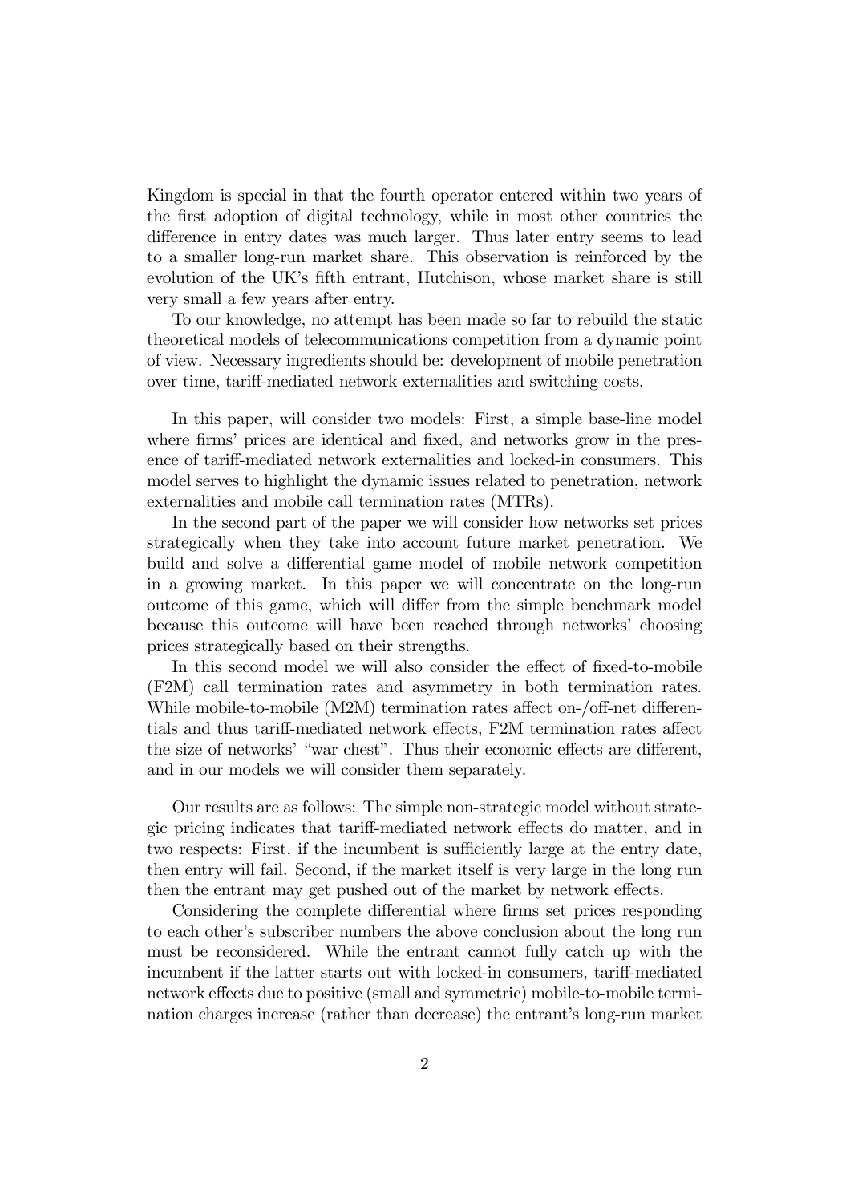Kingdom is special in that the fourth operator entered within two years of the first adoption of digital technology, while in most other countries the difference in entry dates was much larger. Thus later entry seems to lead to a smaller long-run market share. This observation is reinforced by the evolution of the UK's fifth entrant, Hutchison, whose market share is still very small a few years after entry.

To our knowledge, no attempt has been made so far to rebuild the static theoretical models of telecommunications competition from a dynamic point of view. Necessary ingredients should be: development of mobile penetration over time, tariff-mediated network externalities and switching costs.

In this paper, will consider two models: First, a simple base-line model where firms' prices are identical and fixed, and networks grow in the presence of tariff-mediated network externalities and locked-in consumers. This model serves to highlight the dynamic issues related to penetration, network externalities and mobile call termination rates (MTRs).

In the second part of the paper we will consider how networks set prices strategically when they take into account future market penetration. We build and solve a differential game model of mobile network competition in a growing market. In this paper we will concentrate on the long-run outcome of this game, which will differ from the simple benchmark model because this outcome will have been reached through networks' choosing prices strategically based on their strengths.

In this second model we will also consider the effect of fixed-to-mobile (F2M) call termination rates and asymmetry in both termination rates. While mobile-to-mobile (M2M) termination rates affect on-/off-net differentials and thus tariff-mediated network effects, F2M termination rates affect the size of networks' "war chest". Thus their economic effects are different, and in our models we will consider them separately.

Our results are as follows: The simple non-strategic model without strategic pricing indicates that tariff-mediated network effects do matter, and in two respects: First, if the incumbent is sufficiently large at the entry date, then entry will fail. Second, if the market itself is very large in the long run then the entrant may get pushed out of the market by network effects.

Considering the complete differential where firms set prices responding to each other's subscriber numbers the above conclusion about the long run must be reconsidered. While the entrant cannot fully catch up with the incumbent if the latter starts out with locked-in consumers, tariff-mediated network effects due to positive (small and symmetric) mobile-to-mobile termination charges increase (rather than decrease) the entrant's long-run market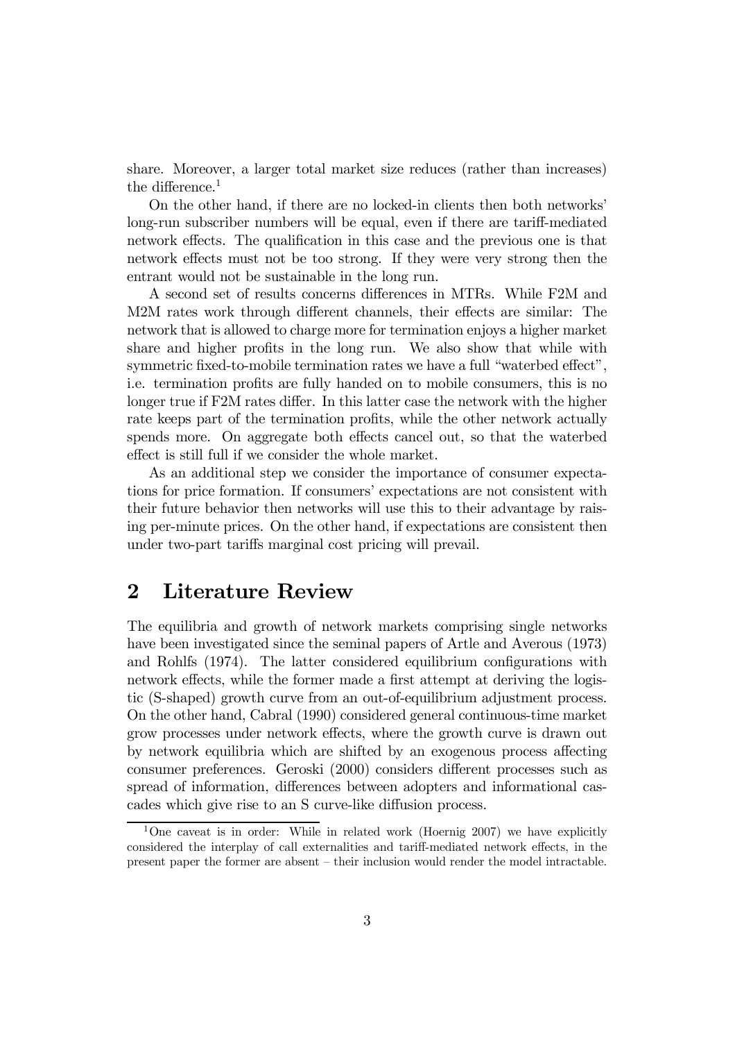share. Moreover, a larger total market size reduces (rather than increases) the difference.[1]

On the other hand, if there are no locked-in clients then both networks' long-run subscriber numbers will be equal, even if there are tariff-mediated network effects. The qualification in this case and the previous one is that network effects must not be too strong. If they were very strong then the entrant would not be sustainable in the long run.

A second set of results concerns differences in MTRs. While F2M and M2M rates work through different channels, their effects are similar: The network that is allowed to charge more for termination enjoys a higher market share and higher profits in the long run. We also show that while with symmetric fixed-to-mobile termination rates we have a full "waterbed effect", i.e. termination profits are fully handed on to mobile consumers, this is no longer true if F2M rates differ. In this latter case the network with the higher rate keeps part of the termination profits, while the other network actually spends more. On aggregate both effects cancel out, so that the waterbed effect is still full if we consider the whole market.

As an additional step we consider the importance of consumer expectations for price formation. If consumers' expectations are not consistent with their future behavior then networks will use this to their advantage by raising per-minute prices. On the other hand, if expectations are consistent then under two-part tariffs marginal cost pricing will prevail.

## 2 Literature Review

The equilibria and growth of network markets comprising single networks have been investigated since the seminal papers of Artle and Averous (1973) and Rohlfs (1974). The latter considered equilibrium configurations with network effects, while the former made a first attempt at deriving the logistic (S-shaped) growth curve from an out-of-equilibrium adjustment process. On the other hand, Cabral (1990) considered general continuous-time market grow processes under network effects, where the growth curve is drawn out by network equilibria which are shifted by an exogenous process affecting consumer preferences. Geroski (2000) considers different processes such as spread of information, differences between adopters and informational cascades which give rise to an S curve-like diffusion process.

[1] One caveat is in order: While in related work (Hoernig 2007) we have explicitly considered the interplay of call externalities and tariff-mediated network effects, in the present paper the former are absent – their inclusion would render the model intractable.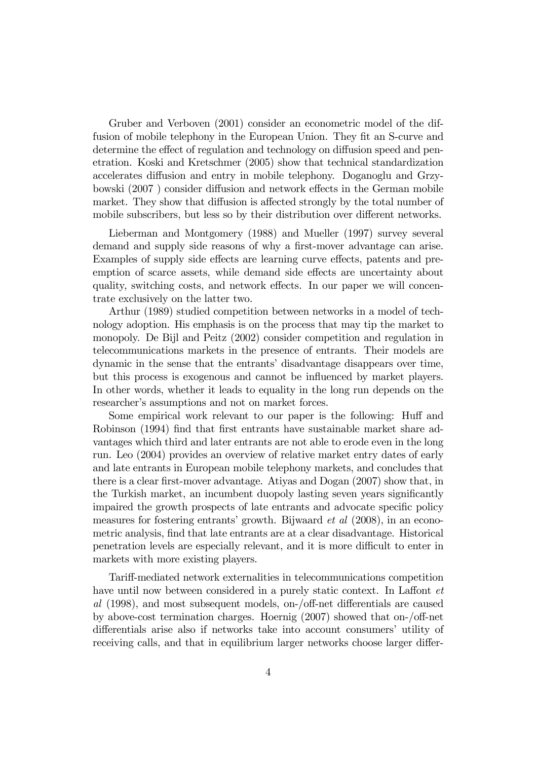Gruber and Verboven (2001) consider an econometric model of the diffusion of mobile telephony in the European Union. They fit an S-curve and determine the effect of regulation and technology on diffusion speed and penetration. Koski and Kretschmer (2005) show that technical standardization accelerates diffusion and entry in mobile telephony. Doganoglu and Grzybowski (2007 ) consider diffusion and network effects in the German mobile market. They show that diffusion is affected strongly by the total number of mobile subscribers, but less so by their distribution over different networks.

Lieberman and Montgomery (1988) and Mueller (1997) survey several demand and supply side reasons of why a first-mover advantage can arise. Examples of supply side effects are learning curve effects, patents and preemption of scarce assets, while demand side effects are uncertainty about quality, switching costs, and network effects. In our paper we will concentrate exclusively on the latter two.

Arthur (1989) studied competition between networks in a model of technology adoption. His emphasis is on the process that may tip the market to monopoly. De Bijl and Peitz (2002) consider competition and regulation in telecommunications markets in the presence of entrants. Their models are dynamic in the sense that the entrants' disadvantage disappears over time, but this process is exogenous and cannot be influenced by market players. In other words, whether it leads to equality in the long run depends on the researcher's assumptions and not on market forces.

Some empirical work relevant to our paper is the following: Huff and Robinson (1994) find that first entrants have sustainable market share advantages which third and later entrants are not able to erode even in the long run. Leo (2004) provides an overview of relative market entry dates of early and late entrants in European mobile telephony markets, and concludes that there is a clear first-mover advantage. Atiyas and Dogan (2007) show that, in the Turkish market, an incumbent duopoly lasting seven years significantly impaired the growth prospects of late entrants and advocate specific policy measures for fostering entrants' growth. Bijwaard *et al* (2008), in an econometric analysis, find that late entrants are at a clear disadvantage. Historical penetration levels are especially relevant, and it is more difficult to enter in markets with more existing players.

Tariff-mediated network externalities in telecommunications competition have until now between considered in a purely static context. In Laffont *et al* (1998), and most subsequent models, on-/off-net differentials are caused by above-cost termination charges. Hoernig (2007) showed that on-/off-net differentials arise also if networks take into account consumers' utility of receiving calls, and that in equilibrium larger networks choose larger differ-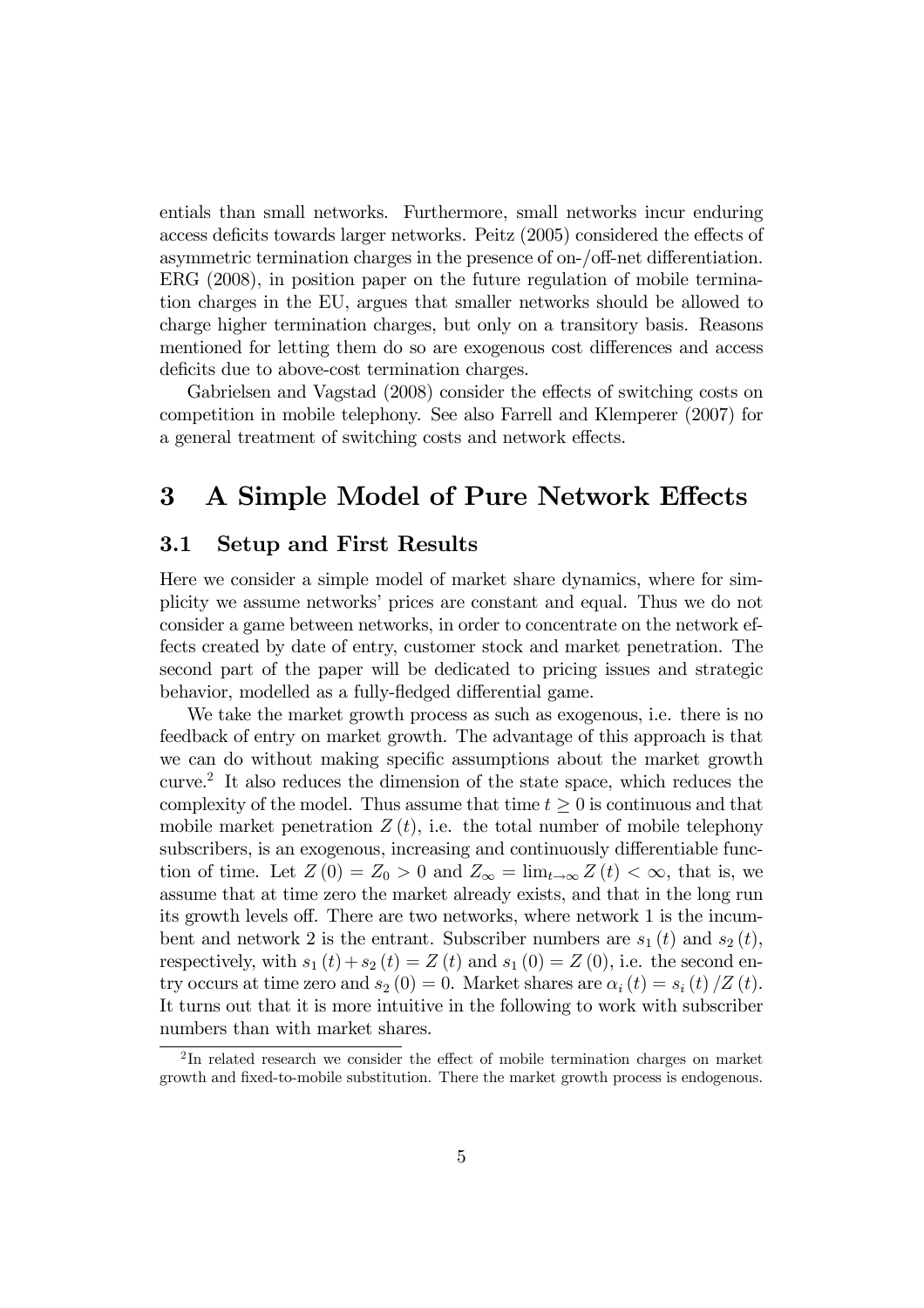entials than small networks. Furthermore, small networks incur enduring access deficits towards larger networks. Peitz (2005) considered the effects of asymmetric termination charges in the presence of on-/off-net differentiation. ERG (2008), in position paper on the future regulation of mobile termination charges in the EU, argues that smaller networks should be allowed to charge higher termination charges, but only on a transitory basis. Reasons mentioned for letting them do so are exogenous cost differences and access deficits due to above-cost termination charges.

Gabrielsen and Vagstad (2008) consider the effects of switching costs on competition in mobile telephony. See also Farrell and Klemperer (2007) for a general treatment of switching costs and network effects.

# 3 A Simple Model of Pure Network Effects

## 3.1 Setup and First Results

Here we consider a simple model of market share dynamics, where for simplicity we assume networks' prices are constant and equal. Thus we do not consider a game between networks, in order to concentrate on the network effects created by date of entry, customer stock and market penetration. The second part of the paper will be dedicated to pricing issues and strategic behavior, modelled as a fully-fledged differential game.

We take the market growth process as such as exogenous, i.e. there is no feedback of entry on market growth. The advantage of this approach is that we can do without making specific assumptions about the market growth curve.[2] It also reduces the dimension of the state space, which reduces the complexity of the model. Thus assume that time $t \geq 0$ is continuous and that mobile market penetration $Z(t)$, i.e. the total number of mobile telephony subscribers, is an exogenous, increasing and continuously differentiable function of time. Let $Z(0) = Z_0 > 0$ and $Z_\infty = \lim_{t\to\infty} Z(t) < \infty$, that is, we assume that at time zero the market already exists, and that in the long run its growth levels off. There are two networks, where network 1 is the incumbent and network 2 is the entrant. Subscriber numbers are $s_1(t)$ and $s_2(t)$, respectively, with $s_1(t) + s_2(t) = Z(t)$ and $s_1(0) = Z(0)$, i.e. the second entry occurs at time zero and $s_2(0) = 0$. Market shares are $\alpha_i(t) = s_i(t)/Z(t)$. It turns out that it is more intuitive in the following to work with subscriber numbers than with market shares.

[2] In related research we consider the effect of mobile termination charges on market growth and fixed-to-mobile substitution. There the market growth process is endogenous.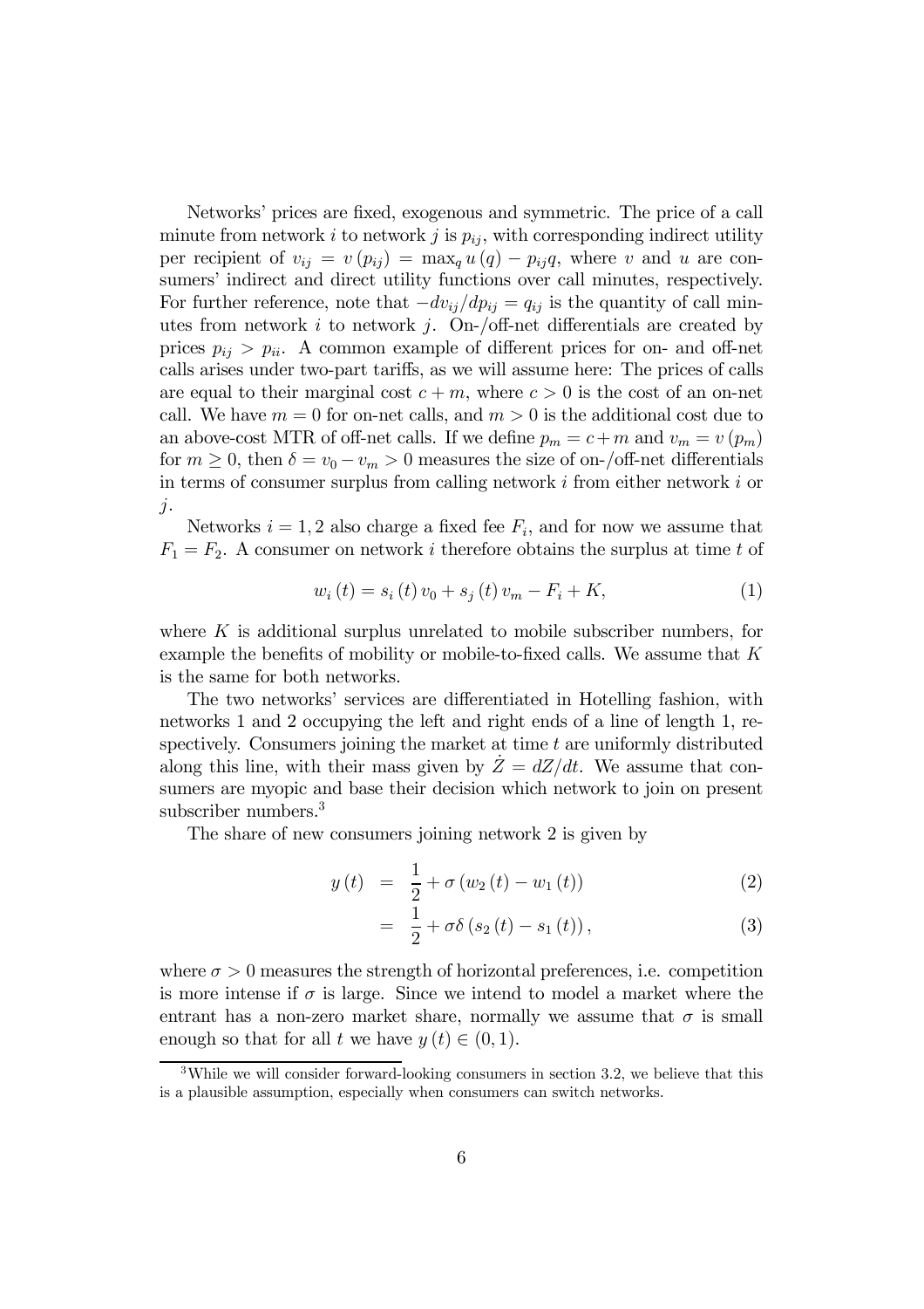Networks' prices are fixed, exogenous and symmetric. The price of a call minute from network $i$ to network $j$ is $p_{ij}$, with corresponding indirect utility per recipient of $v_{ij} = v(p_{ij}) = \max_q u(q) - p_{ij}q$, where $v$ and $u$ are consumers' indirect and direct utility functions over call minutes, respectively. For further reference, note that $-dv_{ij}/dp_{ij} = q_{ij}$ is the quantity of call minutes from network $i$ to network $j$. On-/off-net differentials are created by prices $p_{ij} > p_{ii}$. A common example of different prices for on- and off-net calls arises under two-part tariffs, as we will assume here: The prices of calls are equal to their marginal cost $c + m$, where $c > 0$ is the cost of an on-net call. We have $m = 0$ for on-net calls, and $m > 0$ is the additional cost due to an above-cost MTR of off-net calls. If we define $p_m = c + m$ and $v_m = v(p_m)$ for $m \geq 0$, then $\delta = v_0 - v_m > 0$ measures the size of on-/off-net differentials in terms of consumer surplus from calling network $i$ from either network $i$ or $j$.

Networks $i = 1, 2$ also charge a fixed fee $F_i$, and for now we assume that $F_1 = F_2$. A consumer on network $i$ therefore obtains the surplus at time $t$ of

$$w_i(t) = s_i(t)\, v_0 + s_j(t)\, v_m - F_i + K, \tag{1}$$

where $K$ is additional surplus unrelated to mobile subscriber numbers, for example the benefits of mobility or mobile-to-fixed calls. We assume that $K$ is the same for both networks.

The two networks' services are differentiated in Hotelling fashion, with networks 1 and 2 occupying the left and right ends of a line of length 1, respectively. Consumers joining the market at time $t$ are uniformly distributed along this line, with their mass given by $\dot{Z} = dZ/dt$. We assume that consumers are myopic and base their decision which network to join on present subscriber numbers.[3]

The share of new consumers joining network 2 is given by

$$y(t) = \frac{1}{2} + \sigma\left(w_2(t) - w_1(t)\right) \tag{2}$$

$$= \frac{1}{2} + \sigma\delta\left(s_2(t) - s_1(t)\right), \tag{3}$$

where $\sigma > 0$ measures the strength of horizontal preferences, i.e. competition is more intense if $\sigma$ is large. Since we intend to model a market where the entrant has a non-zero market share, normally we assume that $\sigma$ is small enough so that for all $t$ we have $y(t) \in (0, 1)$.

[3] While we will consider forward-looking consumers in section 3.2, we believe that this is a plausible assumption, especially when consumers can switch networks.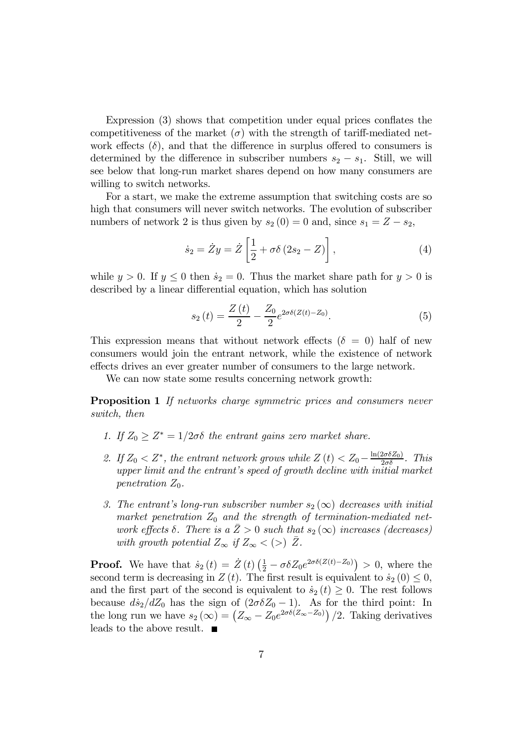Expression (3) shows that competition under equal prices conflates the competitiveness of the market ($\sigma$) with the strength of tariff-mediated network effects ($\delta$), and that the difference in surplus offered to consumers is determined by the difference in subscriber numbers $s_2 - s_1$. Still, we will see below that long-run market shares depend on how many consumers are willing to switch networks.

For a start, we make the extreme assumption that switching costs are so high that consumers will never switch networks. The evolution of subscriber numbers of network 2 is thus given by $s_2(0) = 0$ and, since $s_1 = Z - s_2$,

$$\dot{s}_2 = \dot{Z}y = \dot{Z}\left[\frac{1}{2} + \sigma\delta\left(2s_2 - Z\right)\right], \tag{4}$$

while $y > 0$. If $y \leq 0$ then $\dot{s}_2 = 0$. Thus the market share path for $y > 0$ is described by a linear differential equation, which has solution

$$s_2(t) = \frac{Z(t)}{2} - \frac{Z_0}{2}e^{2\sigma\delta(Z(t)-Z_0)}. \tag{5}$$

This expression means that without network effects ($\delta = 0$) half of new consumers would join the entrant network, while the existence of network effects drives an ever greater number of consumers to the large network.

We can now state some results concerning network growth:

**Proposition 1** *If networks charge symmetric prices and consumers never switch, then*

1. *If $Z_0 \geq Z^* = 1/2\sigma\delta$ the entrant gains zero market share.*
2. *If $Z_0 < Z^*$, the entrant network grows while $Z(t) < Z_0 - \frac{\ln(2\sigma\delta Z_0)}{2\sigma\delta}$. This upper limit and the entrant's speed of growth decline with initial market penetration $Z_0$.*
3. *The entrant's long-run subscriber number $s_2(\infty)$ decreases with initial market penetration $Z_0$ and the strength of termination-mediated network effects $\delta$. There is a $\bar{Z} > 0$ such that $s_2(\infty)$ increases (decreases) with growth potential $Z_\infty$ if $Z_\infty < (>)\ \bar{Z}$.*

**Proof.** We have that $\dot{s}_2(t) = \dot{Z}(t)\left(\frac{1}{2} - \sigma\delta Z_0 e^{2\sigma\delta(Z(t)-Z_0)}\right) > 0$, where the second term is decreasing in $Z(t)$. The first result is equivalent to $\dot{s}_2(0) \leq 0$, and the first part of the second is equivalent to $\dot{s}_2(t) \geq 0$. The rest follows because $d\dot{s}_2/dZ_0$ has the sign of $(2\sigma\delta Z_0 - 1)$. As for the third point: In the long run we have $s_2(\infty) = \left(Z_\infty - Z_0 e^{2\sigma\delta(Z_\infty - Z_0)}\right)/2$. Taking derivatives leads to the above result. ■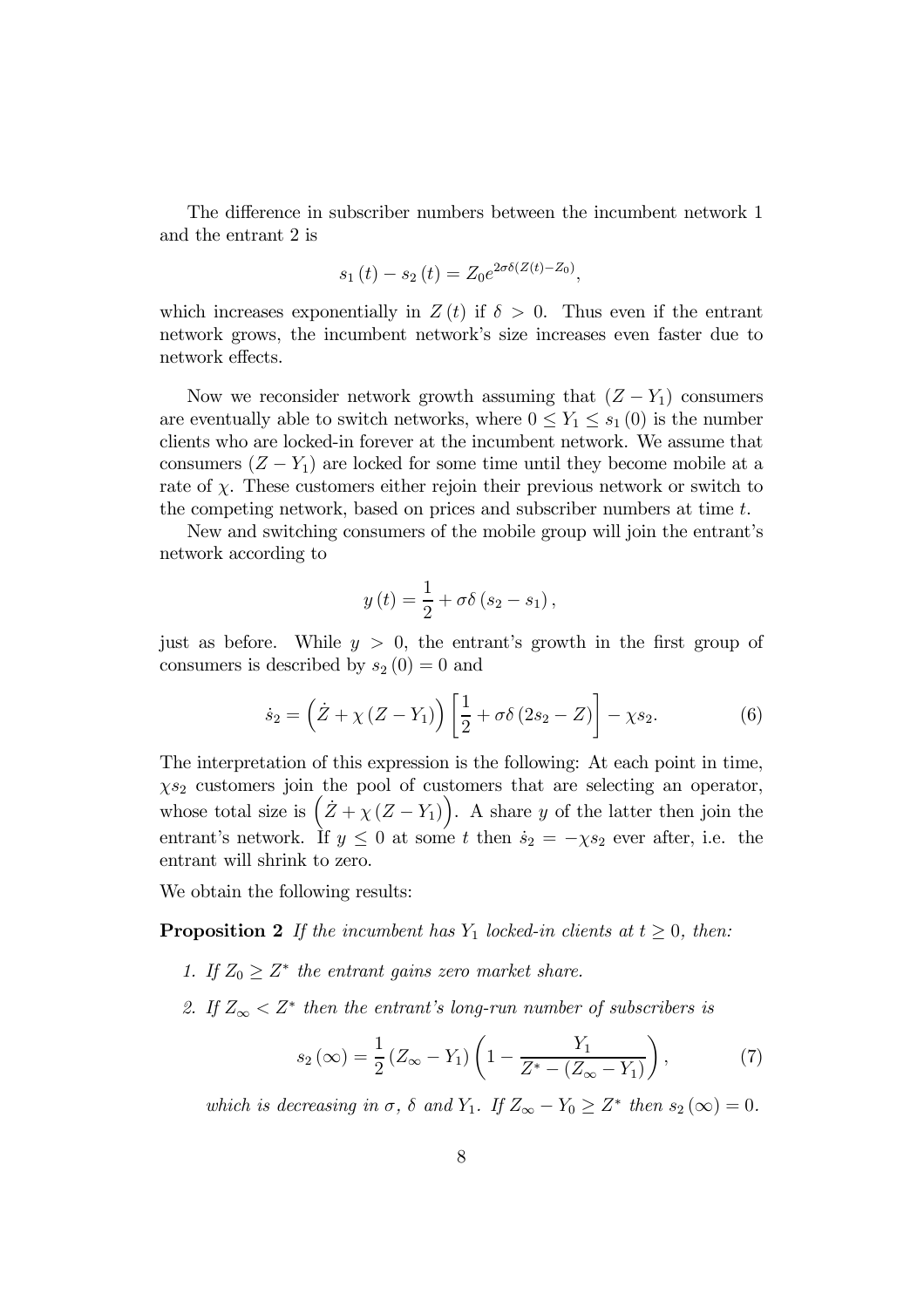The difference in subscriber numbers between the incumbent network 1 and the entrant 2 is

$$s_1(t) - s_2(t) = Z_0 e^{2\sigma\delta(Z(t)-Z_0)},$$

which increases exponentially in $Z(t)$ if $\delta > 0$. Thus even if the entrant network grows, the incumbent network's size increases even faster due to network effects.

Now we reconsider network growth assuming that $(Z - Y_1)$ consumers are eventually able to switch networks, where $0 \leq Y_1 \leq s_1(0)$ is the number clients who are locked-in forever at the incumbent network. We assume that consumers $(Z - Y_1)$ are locked for some time until they become mobile at a rate of $\chi$. These customers either rejoin their previous network or switch to the competing network, based on prices and subscriber numbers at time $t$.

New and switching consumers of the mobile group will join the entrant's network according to

$$y(t) = \frac{1}{2} + \sigma\delta(s_2 - s_1),$$

just as before. While $y > 0$, the entrant's growth in the first group of consumers is described by $s_2(0) = 0$ and

$$\dot{s}_2 = \left(\dot{Z} + \chi(Z - Y_1)\right)\left[\frac{1}{2} + \sigma\delta(2s_2 - Z)\right] - \chi s_2. \qquad (6)$$

The interpretation of this expression is the following: At each point in time, $\chi s_2$ customers join the pool of customers that are selecting an operator, whose total size is $\left(\dot{Z} + \chi(Z - Y_1)\right)$. A share $y$ of the latter then join the entrant's network. If $y \leq 0$ at some $t$ then $\dot{s}_2 = -\chi s_2$ ever after, i.e. the entrant will shrink to zero.

We obtain the following results:

**Proposition 2** *If the incumbent has $Y_1$ locked-in clients at $t \geq 0$, then:*

1. *If $Z_0 \geq Z^*$ the entrant gains zero market share.*
2. *If $Z_\infty < Z^*$ then the entrant's long-run number of subscribers is*

$$s_2(\infty) = \frac{1}{2}(Z_\infty - Y_1)\left(1 - \frac{Y_1}{Z^* - (Z_\infty - Y_1)}\right), \qquad (7)$$

*which is decreasing in $\sigma$, $\delta$ and $Y_1$. If $Z_\infty - Y_0 \geq Z^*$ then $s_2(\infty) = 0$.*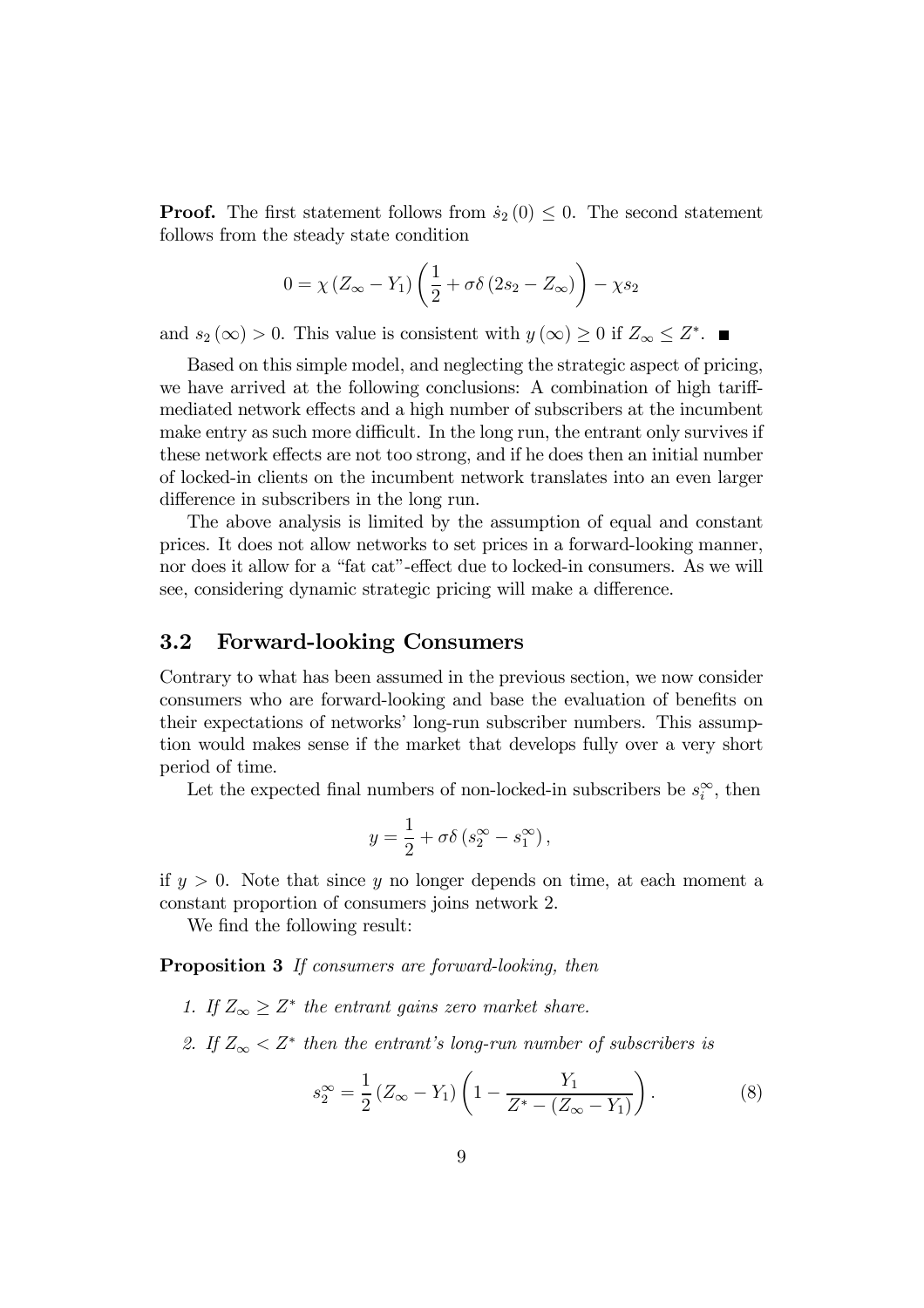**Proof.** The first statement follows from $\dot{s}_2(0) \leq 0$. The second statement follows from the steady state condition

$$0 = \chi(Z_\infty - Y_1)\left(\frac{1}{2} + \sigma\delta(2s_2 - Z_\infty)\right) - \chi s_2$$

and $s_2(\infty) > 0$. This value is consistent with $y(\infty) \geq 0$ if $Z_\infty \leq Z^*$. ■

Based on this simple model, and neglecting the strategic aspect of pricing, we have arrived at the following conclusions: A combination of high tariff-mediated network effects and a high number of subscribers at the incumbent make entry as such more difficult. In the long run, the entrant only survives if these network effects are not too strong, and if he does then an initial number of locked-in clients on the incumbent network translates into an even larger difference in subscribers in the long run.

The above analysis is limited by the assumption of equal and constant prices. It does not allow networks to set prices in a forward-looking manner, nor does it allow for a "fat cat"-effect due to locked-in consumers. As we will see, considering dynamic strategic pricing will make a difference.

## 3.2 Forward-looking Consumers

Contrary to what has been assumed in the previous section, we now consider consumers who are forward-looking and base the evaluation of benefits on their expectations of networks' long-run subscriber numbers. This assumption would makes sense if the market that develops fully over a very short period of time.

Let the expected final numbers of non-locked-in subscribers be $s_i^\infty$, then

$$y = \frac{1}{2} + \sigma\delta(s_2^\infty - s_1^\infty),$$

if $y > 0$. Note that since $y$ no longer depends on time, at each moment a constant proportion of consumers joins network 2.

We find the following result:

**Proposition 3** *If consumers are forward-looking, then*

1. *If $Z_\infty \geq Z^*$ the entrant gains zero market share.*
2. *If $Z_\infty < Z^*$ then the entrant's long-run number of subscribers is*

$$s_2^\infty = \frac{1}{2}(Z_\infty - Y_1)\left(1 - \frac{Y_1}{Z^* - (Z_\infty - Y_1)}\right). \tag{8}$$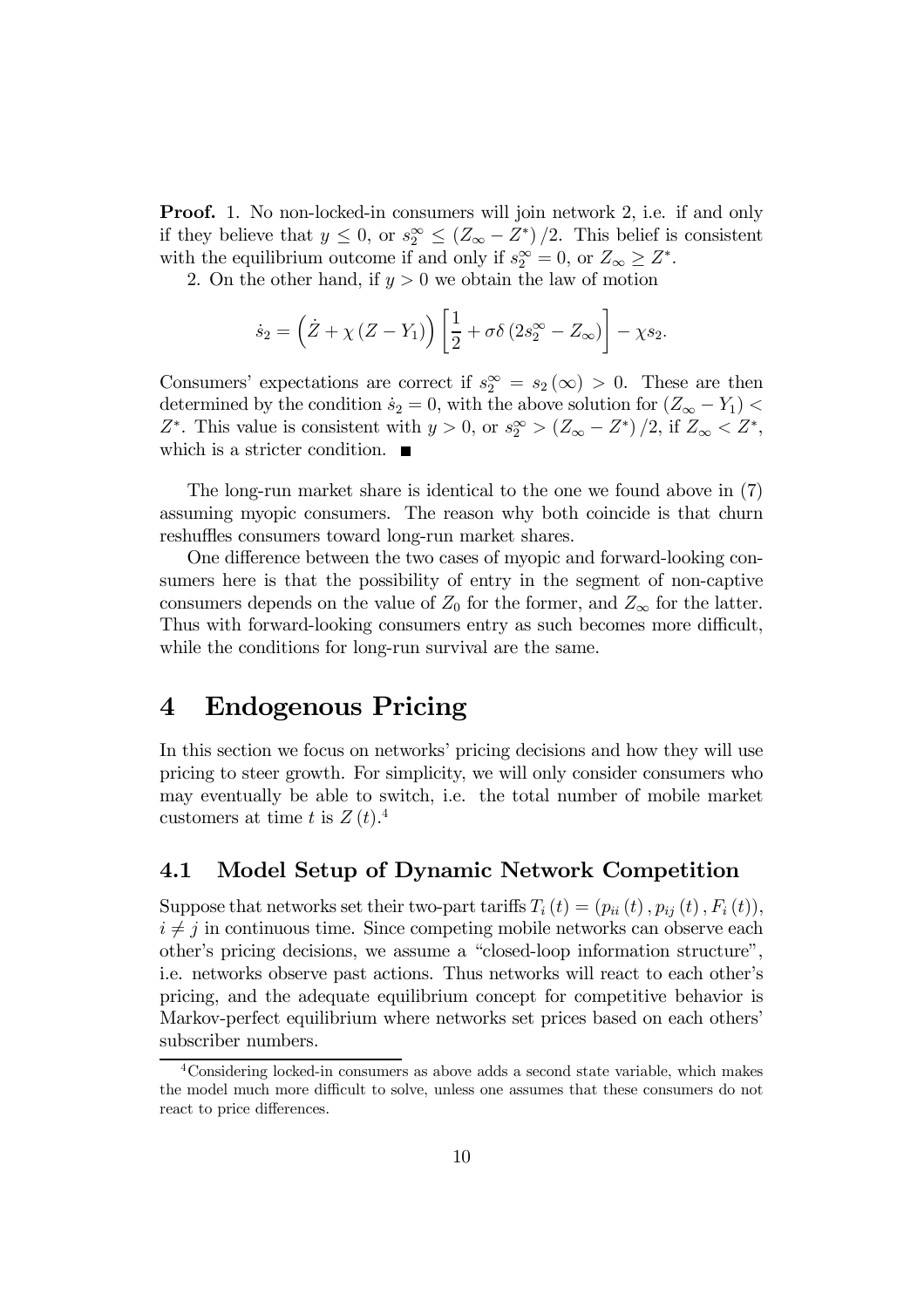**Proof.** 1. No non-locked-in consumers will join network 2, i.e. if and only if they believe that $y \leq 0$, or $s_2^\infty \leq (Z_\infty - Z^*)/2$. This belief is consistent with the equilibrium outcome if and only if $s_2^\infty = 0$, or $Z_\infty \geq Z^*$.

2. On the other hand, if $y > 0$ we obtain the law of motion

$$\dot{s}_2 = \left(\dot{Z} + \chi (Z - Y_1)\right)\left[\frac{1}{2} + \sigma\delta\left(2s_2^\infty - Z_\infty\right)\right] - \chi s_2.$$

Consumers' expectations are correct if $s_2^\infty = s_2(\infty) > 0$. These are then determined by the condition $\dot{s}_2 = 0$, with the above solution for $(Z_\infty - Y_1) < Z^*$. This value is consistent with $y > 0$, or $s_2^\infty > (Z_\infty - Z^*)/2$, if $Z_\infty < Z^*$, which is a stricter condition. ■

The long-run market share is identical to the one we found above in (7) assuming myopic consumers. The reason why both coincide is that churn reshuffles consumers toward long-run market shares.

One difference between the two cases of myopic and forward-looking consumers here is that the possibility of entry in the segment of non-captive consumers depends on the value of $Z_0$ for the former, and $Z_\infty$ for the latter. Thus with forward-looking consumers entry as such becomes more difficult, while the conditions for long-run survival are the same.

# 4 Endogenous Pricing

In this section we focus on networks' pricing decisions and how they will use pricing to steer growth. For simplicity, we will only consider consumers who may eventually be able to switch, i.e. the total number of mobile market customers at time $t$ is $Z(t)$.[4]

## 4.1 Model Setup of Dynamic Network Competition

Suppose that networks set their two-part tariffs $T_i(t) = (p_{ii}(t), p_{ij}(t), F_i(t))$, $i \neq j$ in continuous time. Since competing mobile networks can observe each other's pricing decisions, we assume a "closed-loop information structure", i.e. networks observe past actions. Thus networks will react to each other's pricing, and the adequate equilibrium concept for competitive behavior is Markov-perfect equilibrium where networks set prices based on each others' subscriber numbers.

[4] Considering locked-in consumers as above adds a second state variable, which makes the model much more difficult to solve, unless one assumes that these consumers do not react to price differences.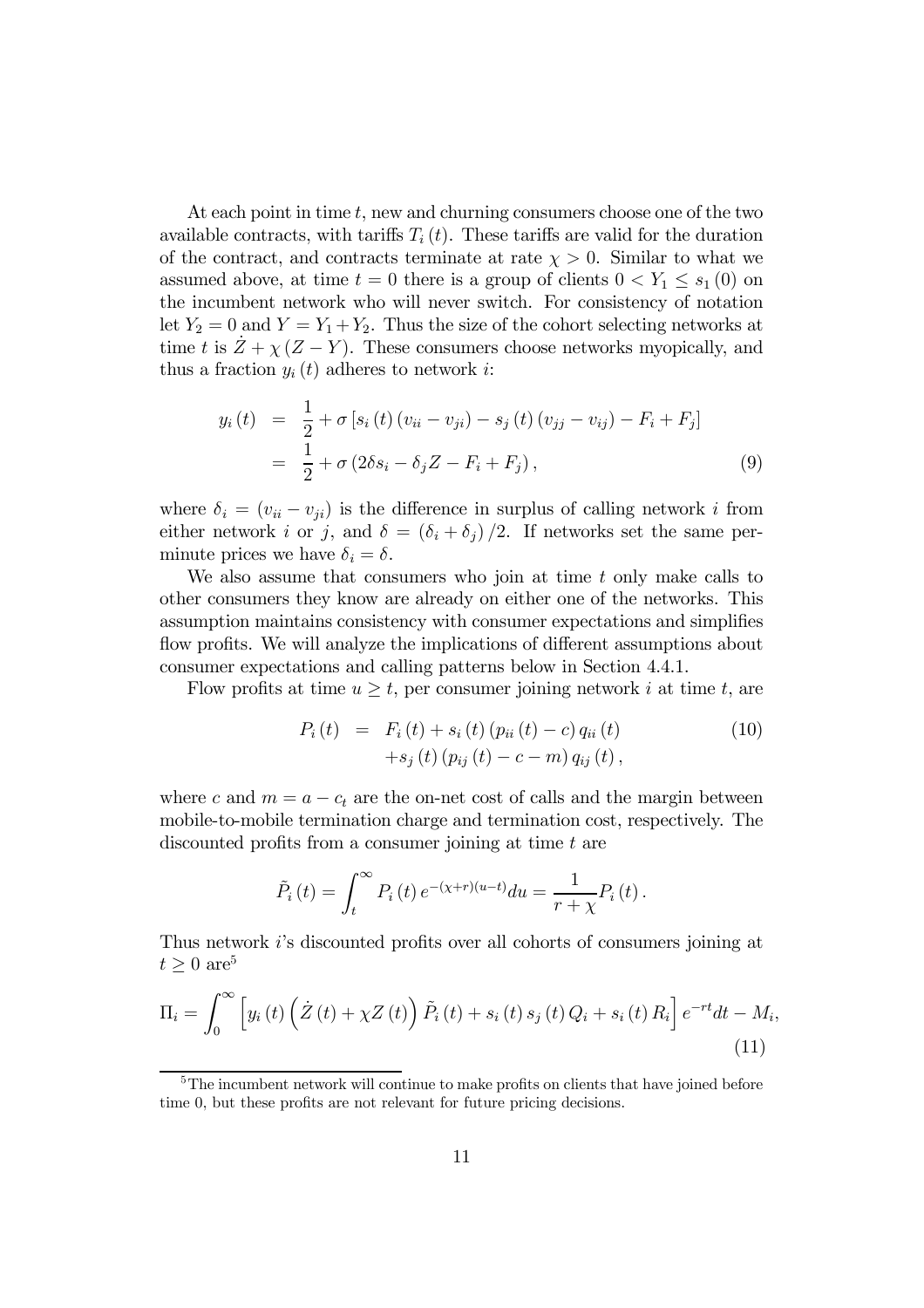At each point in time $t$, new and churning consumers choose one of the two available contracts, with tariffs $T_i(t)$. These tariffs are valid for the duration of the contract, and contracts terminate at rate $\chi > 0$. Similar to what we assumed above, at time $t = 0$ there is a group of clients $0 < Y_1 \leq s_1(0)$ on the incumbent network who will never switch. For consistency of notation let $Y_2 = 0$ and $Y = Y_1 + Y_2$. Thus the size of the cohort selecting networks at time $t$ is $\dot{Z} + \chi(Z - Y)$. These consumers choose networks myopically, and thus a fraction $y_i(t)$ adheres to network $i$:

$$
\begin{aligned}
y_i(t) &= \frac{1}{2} + \sigma\left[s_i(t)(v_{ii} - v_{ji}) - s_j(t)(v_{jj} - v_{ij}) - F_i + F_j\right] \\
&= \frac{1}{2} + \sigma\left(2\delta s_i - \delta_j Z - F_i + F_j\right),
\end{aligned}
\tag{9}
$$

where $\delta_i = (v_{ii} - v_{ji})$ is the difference in surplus of calling network $i$ from either network $i$ or $j$, and $\delta = (\delta_i + \delta_j)/2$. If networks set the same per-minute prices we have $\delta_i = \delta$.

We also assume that consumers who join at time $t$ only make calls to other consumers they know are already on either one of the networks. This assumption maintains consistency with consumer expectations and simplifies flow profits. We will analyze the implications of different assumptions about consumer expectations and calling patterns below in Section 4.4.1.

Flow profits at time $u \geq t$, per consumer joining network $i$ at time $t$, are

$$
\begin{aligned}
P_i(t) &= F_i(t) + s_i(t)(p_{ii}(t) - c)\, q_{ii}(t) \\
&\quad + s_j(t)(p_{ij}(t) - c - m)\, q_{ij}(t),
\end{aligned}
\tag{10}
$$

where $c$ and $m = a - c_t$ are the on-net cost of calls and the margin between mobile-to-mobile termination charge and termination cost, respectively. The discounted profits from a consumer joining at time $t$ are

$$
\tilde{P}_i(t) = \int_t^{\infty} P_i(t)\, e^{-(\chi + r)(u - t)} du = \frac{1}{r + \chi} P_i(t).
$$

Thus network $i$'s discounted profits over all cohorts of consumers joining at $t \geq 0$ are[5]

$$
\Pi_i = \int_0^{\infty} \left[ y_i(t)\left(\dot{Z}(t) + \chi Z(t)\right) \tilde{P}_i(t) + s_i(t)\, s_j(t)\, Q_i + s_i(t)\, R_i \right] e^{-rt} dt - M_i,
\tag{11}
$$

[5] The incumbent network will continue to make profits on clients that have joined before time 0, but these profits are not relevant for future pricing decisions.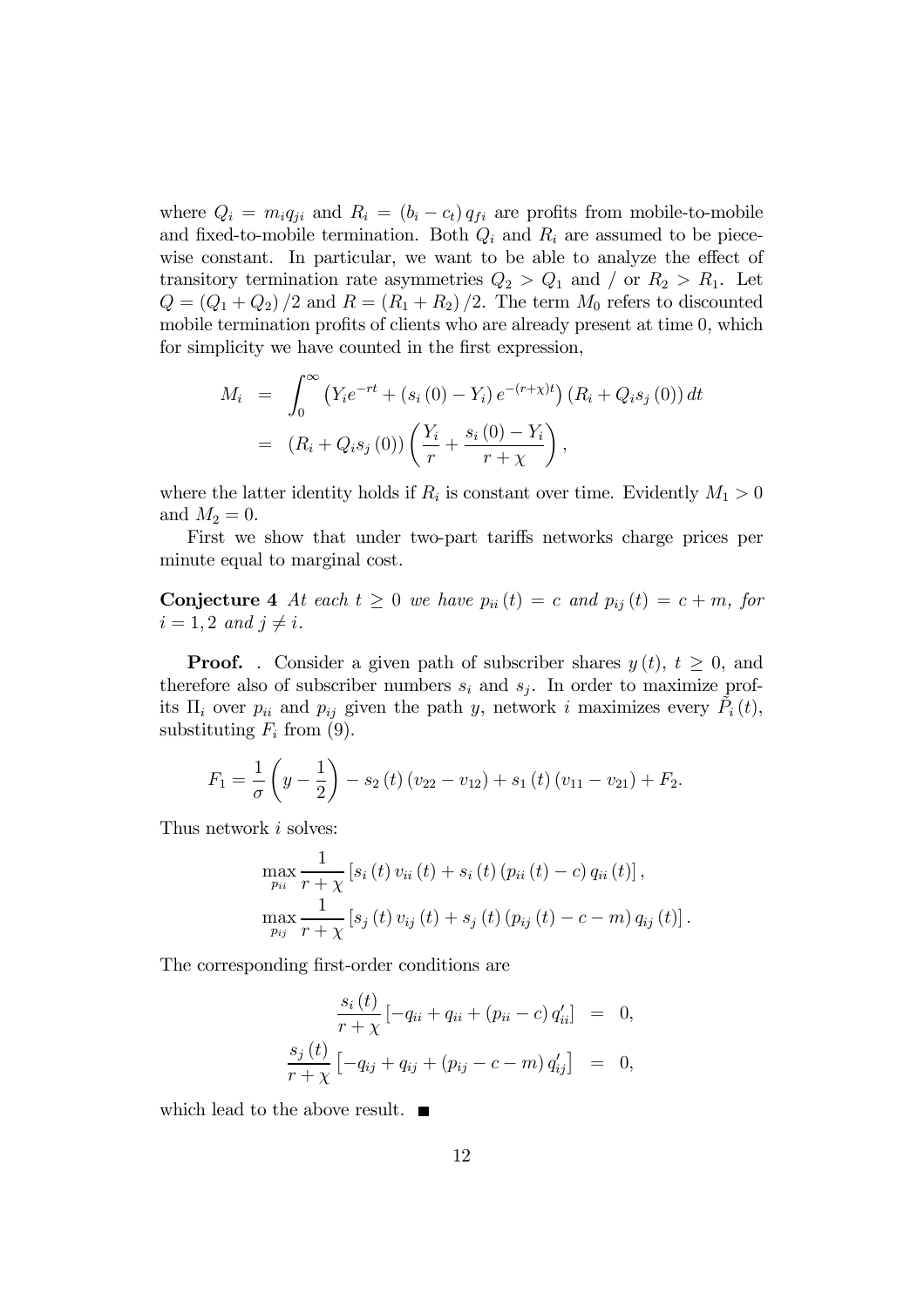where $Q_i = m_i q_{ji}$ and $R_i = (b_i - c_t) q_{fi}$ are profits from mobile-to-mobile and fixed-to-mobile termination. Both $Q_i$ and $R_i$ are assumed to be piecewise constant. In particular, we want to be able to analyze the effect of transitory termination rate asymmetries $Q_2 > Q_1$ and / or $R_2 > R_1$. Let $Q = (Q_1 + Q_2)/2$ and $R = (R_1 + R_2)/2$. The term $M_0$ refers to discounted mobile termination profits of clients who are already present at time 0, which for simplicity we have counted in the first expression,

$$
\begin{aligned}
M_i &= \int_0^\infty \left( Y_i e^{-rt} + (s_i(0) - Y_i) e^{-(r+\chi)t} \right) (R_i + Q_i s_j(0)) \, dt \\
&= (R_i + Q_i s_j(0)) \left( \frac{Y_i}{r} + \frac{s_i(0) - Y_i}{r + \chi} \right),
\end{aligned}
$$

where the latter identity holds if $R_i$ is constant over time. Evidently $M_1 > 0$ and $M_2 = 0$.

First we show that under two-part tariffs networks charge prices per minute equal to marginal cost.

**Conjecture 4** *At each $t \geq 0$ we have $p_{ii}(t) = c$ and $p_{ij}(t) = c + m$, for $i = 1, 2$ and $j \neq i$.*

**Proof.** . Consider a given path of subscriber shares $y(t)$, $t \geq 0$, and therefore also of subscriber numbers $s_i$ and $s_j$. In order to maximize profits $\Pi_i$ over $p_{ii}$ and $p_{ij}$ given the path $y$, network $i$ maximizes every $\tilde{P}_i(t)$, substituting $F_i$ from (9).

$$
F_1 = \frac{1}{\sigma}\left( y - \frac{1}{2} \right) - s_2(t)(v_{22} - v_{12}) + s_1(t)(v_{11} - v_{21}) + F_2.
$$

Thus network $i$ solves:

$$
\begin{aligned}
&\max_{p_{ii}} \frac{1}{r + \chi} \left[ s_i(t) v_{ii}(t) + s_i(t) (p_{ii}(t) - c) q_{ii}(t) \right], \\
&\max_{p_{ij}} \frac{1}{r + \chi} \left[ s_j(t) v_{ij}(t) + s_j(t) (p_{ij}(t) - c - m) q_{ij}(t) \right].
\end{aligned}
$$

The corresponding first-order conditions are

$$
\begin{aligned}
\frac{s_i(t)}{r + \chi} \left[ -q_{ii} + q_{ii} + (p_{ii} - c) q'_{ii} \right] &= 0, \\
\frac{s_j(t)}{r + \chi} \left[ -q_{ij} + q_{ij} + (p_{ij} - c - m) q'_{ij} \right] &= 0,
\end{aligned}
$$

which lead to the above result. ■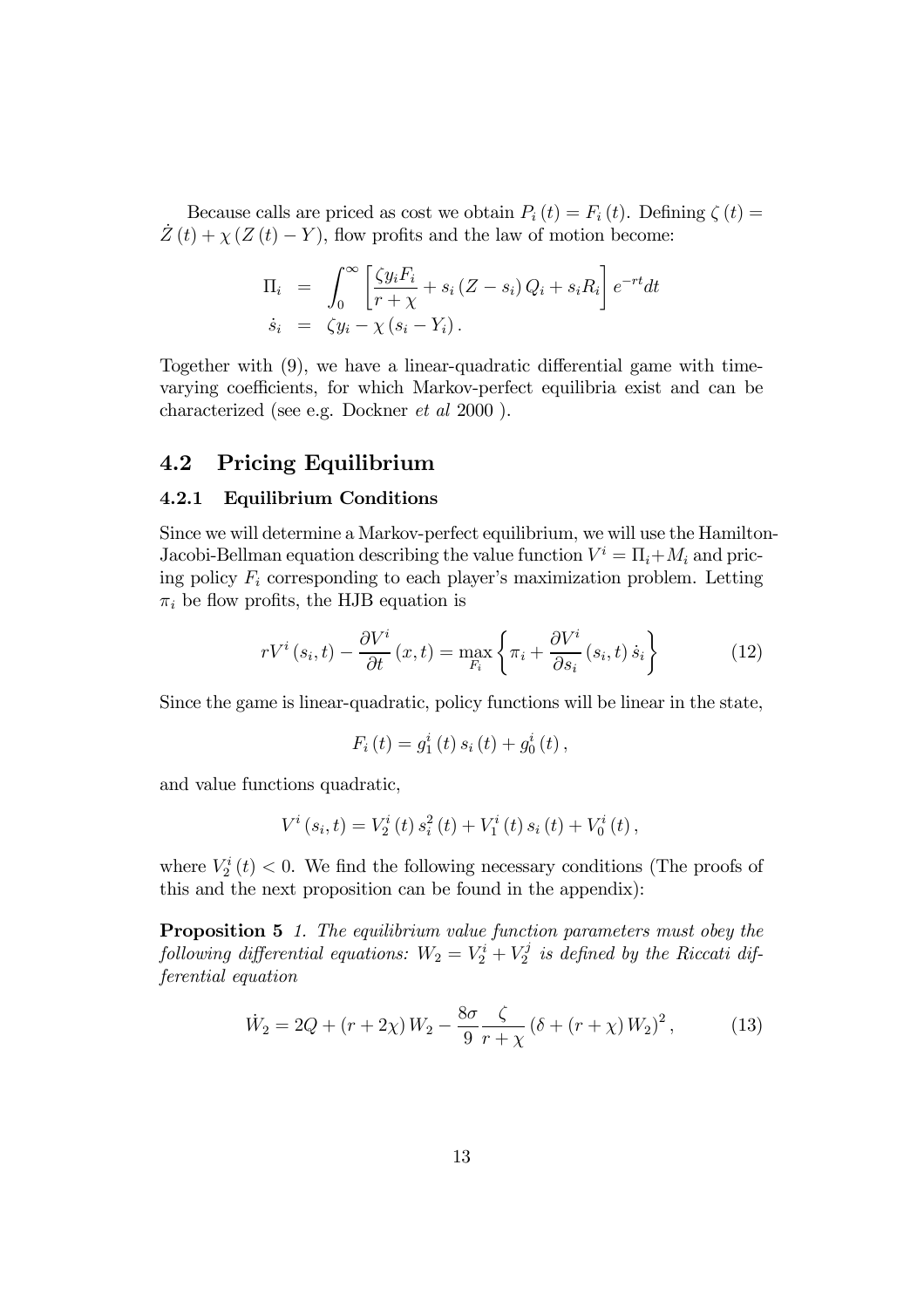Because calls are priced as cost we obtain $P_i(t) = F_i(t)$. Defining $\zeta(t) = \dot{Z}(t) + \chi(Z(t) - Y)$, flow profits and the law of motion become:

$$
\begin{aligned}
\Pi_i &= \int_0^\infty \left[ \frac{\zeta y_i F_i}{r + \chi} + s_i (Z - s_i) Q_i + s_i R_i \right] e^{-rt} dt \\
\dot{s}_i &= \zeta y_i - \chi (s_i - Y_i).
\end{aligned}
$$

Together with (9), we have a linear-quadratic differential game with time-varying coefficients, for which Markov-perfect equilibria exist and can be characterized (see e.g. Dockner *et al* 2000 ).

## 4.2 Pricing Equilibrium

### 4.2.1 Equilibrium Conditions

Since we will determine a Markov-perfect equilibrium, we will use the Hamilton-Jacobi-Bellman equation describing the value function $V^i = \Pi_i + M_i$ and pricing policy $F_i$ corresponding to each player's maximization problem. Letting $\pi_i$ be flow profits, the HJB equation is

$$
rV^i(s_i, t) - \frac{\partial V^i}{\partial t}(x, t) = \max_{F_i} \left\{ \pi_i + \frac{\partial V^i}{\partial s_i}(s_i, t) \dot{s}_i \right\} \tag{12}
$$

Since the game is linear-quadratic, policy functions will be linear in the state,

$$
F_i(t) = g_1^i(t) s_i(t) + g_0^i(t),
$$

and value functions quadratic,

$$
V^i(s_i, t) = V_2^i(t) s_i^2(t) + V_1^i(t) s_i(t) + V_0^i(t),
$$

where $V_2^i(t) < 0$. We find the following necessary conditions (The proofs of this and the next proposition can be found in the appendix):

**Proposition 5** *1. The equilibrium value function parameters must obey the following differential equations: $W_2 = V_2^i + V_2^j$ is defined by the Riccati differential equation*

$$
\dot{W}_2 = 2Q + (r + 2\chi) W_2 - \frac{8\sigma}{9} \frac{\zeta}{r + \chi} (\delta + (r + \chi) W_2)^2, \tag{13}
$$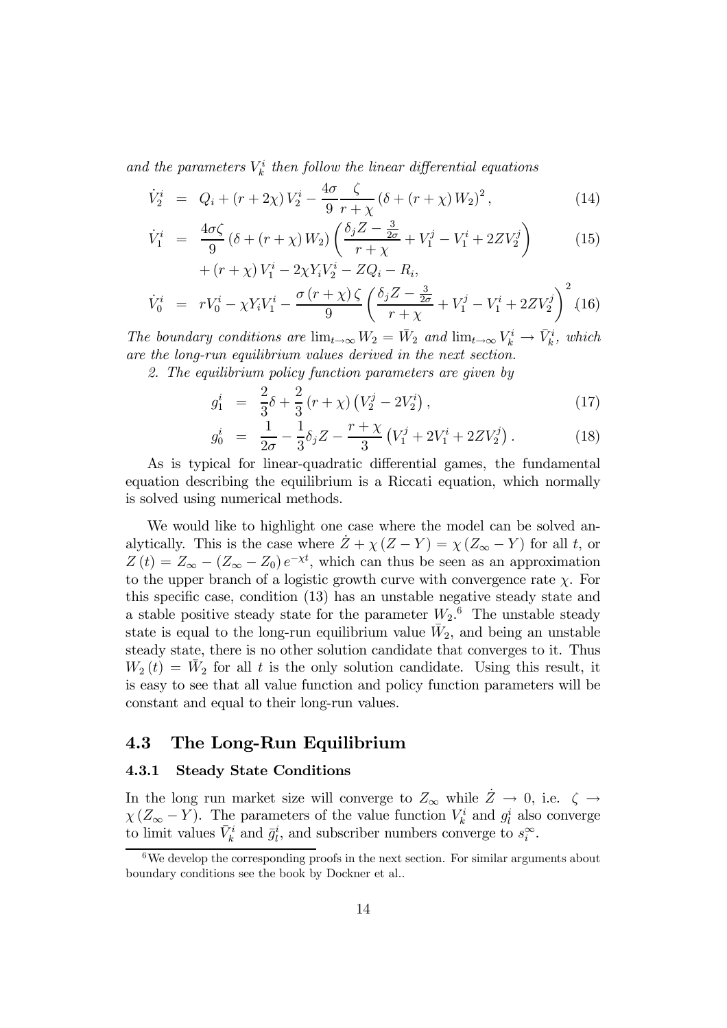*and the parameters $V_k^i$ then follow the linear differential equations*

$$\dot{V}_2^i = Q_i + (r + 2\chi) V_2^i - \frac{4\sigma}{9} \frac{\zeta}{r+\chi} (\delta + (r+\chi) W_2)^2, \tag{14}$$

$$\begin{aligned} \dot{V}_1^i &= \frac{4\sigma\zeta}{9} (\delta + (r+\chi) W_2) \left( \frac{\delta_j Z - \frac{3}{2\sigma}}{r+\chi} + V_1^j - V_1^i + 2ZV_2^j \right) \\ &\quad + (r+\chi) V_1^i - 2\chi Y_i V_2^i - ZQ_i - R_i, \end{aligned} \tag{15}$$

$$\dot{V}_0^i = rV_0^i - \chi Y_i V_1^i - \frac{\sigma (r+\chi) \zeta}{9} \left( \frac{\delta_j Z - \frac{3}{2\sigma}}{r+\chi} + V_1^j - V_1^i + 2ZV_2^j \right)^2 \tag{16}$$

*The boundary conditions are $\lim_{t\to\infty} W_2 = \bar{W}_2$ and $\lim_{t\to\infty} V_k^i \to \bar{V}_k^i$, which are the long-run equilibrium values derived in the next section.*

*2. The equilibrium policy function parameters are given by*

$$g_1^i = \frac{2}{3}\delta + \frac{2}{3}(r+\chi)\left(V_2^j - 2V_2^i\right), \tag{17}$$

$$g_0^i = \frac{1}{2\sigma} - \frac{1}{3}\delta_j Z - \frac{r+\chi}{3}\left(V_1^j + 2V_1^i + 2ZV_2^j\right). \tag{18}$$

As is typical for linear-quadratic differential games, the fundamental equation describing the equilibrium is a Riccati equation, which normally is solved using numerical methods.

We would like to highlight one case where the model can be solved analytically. This is the case where $\dot{Z} + \chi(Z - Y) = \chi(Z_\infty - Y)$ for all $t$, or $Z(t) = Z_\infty - (Z_\infty - Z_0) e^{-\chi t}$, which can thus be seen as an approximation to the upper branch of a logistic growth curve with convergence rate $\chi$. For this specific case, condition (13) has an unstable negative steady state and a stable positive steady state for the parameter $W_2$.[6] The unstable steady state is equal to the long-run equilibrium value $\bar{W}_2$, and being an unstable steady state, there is no other solution candidate that converges to it. Thus $W_2(t) = \bar{W}_2$ for all $t$ is the only solution candidate. Using this result, it is easy to see that all value function and policy function parameters will be constant and equal to their long-run values.

## 4.3 The Long-Run Equilibrium

### 4.3.1 Steady State Conditions

In the long run market size will converge to $Z_\infty$ while $\dot{Z} \to 0$, i.e. $\zeta \to \chi(Z_\infty - Y)$. The parameters of the value function $V_k^i$ and $g_l^i$ also converge to limit values $\bar{V}_k^i$ and $\bar{g}_l^i$, and subscriber numbers converge to $s_i^\infty$.

[6] We develop the corresponding proofs in the next section. For similar arguments about boundary conditions see the book by Dockner et al..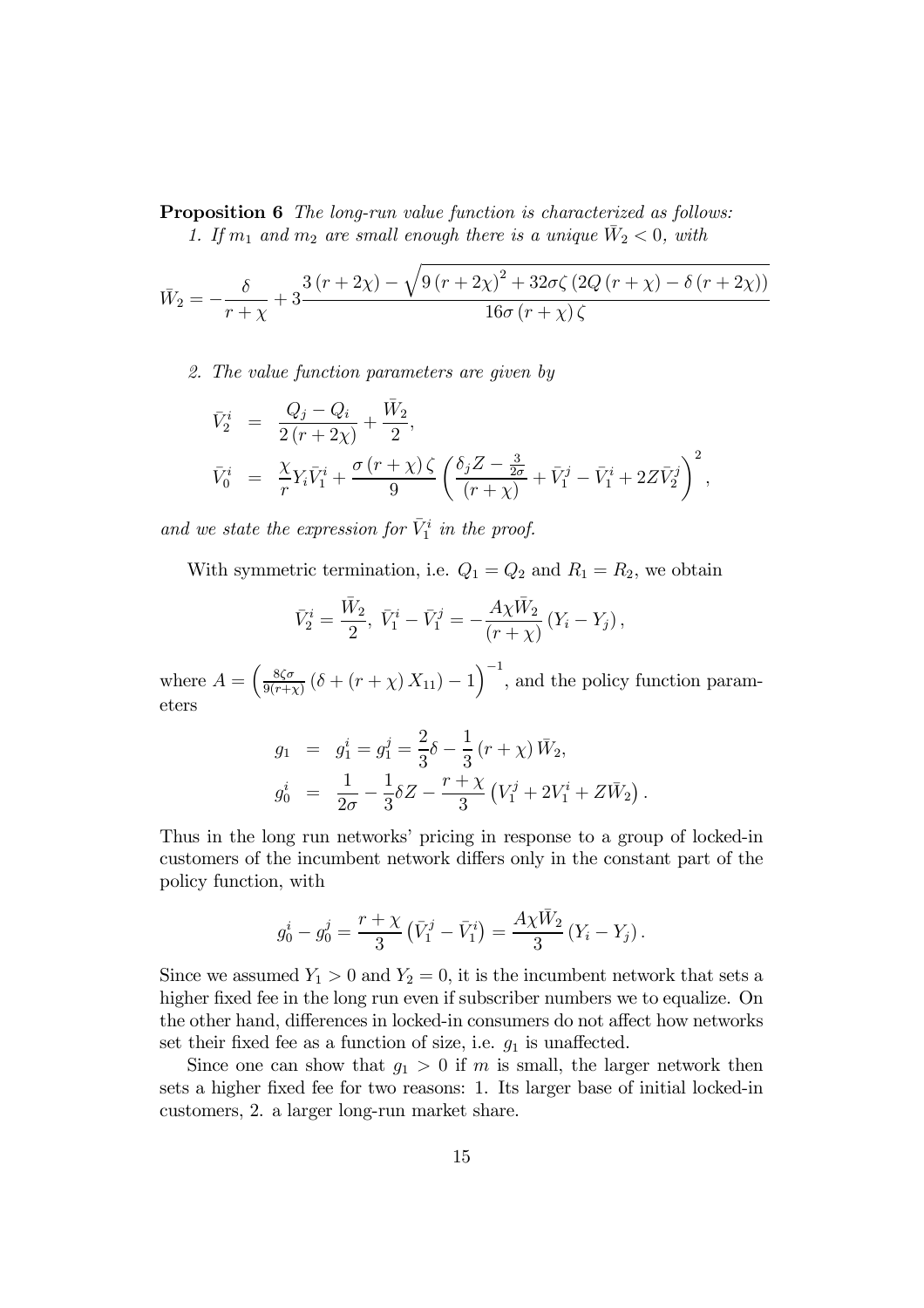**Proposition 6** *The long-run value function is characterized as follows:*
*1. If $m_1$ and $m_2$ are small enough there is a unique $\bar{W}_2 < 0$, with*

$$\bar{W}_2 = -\frac{\delta}{r+\chi} + 3\frac{3\left(r+2\chi\right) - \sqrt{9\left(r+2\chi\right)^2 + 32\sigma\zeta\left(2Q\left(r+\chi\right) - \delta\left(r+2\chi\right)\right)}}{16\sigma\left(r+\chi\right)\zeta}$$

*2. The value function parameters are given by*

$$\begin{aligned}
\bar{V}_2^i &= \frac{Q_j - Q_i}{2\left(r+2\chi\right)} + \frac{\bar{W}_2}{2}, \\
\bar{V}_0^i &= \frac{\chi}{r} Y_i \bar{V}_1^i + \frac{\sigma\left(r+\chi\right)\zeta}{9}\left(\frac{\delta_j Z - \frac{3}{2\sigma}}{\left(r+\chi\right)} + \bar{V}_1^j - \bar{V}_1^i + 2Z\bar{V}_2^j\right)^2,
\end{aligned}$$

*and we state the expression for $\bar{V}_1^i$ in the proof.*

With symmetric termination, i.e. $Q_1 = Q_2$ and $R_1 = R_2$, we obtain

$$\bar{V}_2^i = \frac{\bar{W}_2}{2},\ \bar{V}_1^i - \bar{V}_1^j = -\frac{A\chi\bar{W}_2}{\left(r+\chi\right)}\left(Y_i - Y_j\right),$$

where $A = \left(\frac{8\zeta\sigma}{9(r+\chi)}\left(\delta + \left(r+\chi\right)X_{11}\right) - 1\right)^{-1}$, and the policy function parameters

$$\begin{aligned}
g_1 &= g_1^i = g_1^j = \frac{2}{3}\delta - \frac{1}{3}\left(r+\chi\right)\bar{W}_2, \\
g_0^i &= \frac{1}{2\sigma} - \frac{1}{3}\delta Z - \frac{r+\chi}{3}\left(V_1^j + 2V_1^i + Z\bar{W}_2\right).
\end{aligned}$$

Thus in the long run networks' pricing in response to a group of locked-in customers of the incumbent network differs only in the constant part of the policy function, with

$$g_0^i - g_0^j = \frac{r+\chi}{3}\left(\bar{V}_1^j - \bar{V}_1^i\right) = \frac{A\chi\bar{W}_2}{3}\left(Y_i - Y_j\right).$$

Since we assumed $Y_1 > 0$ and $Y_2 = 0$, it is the incumbent network that sets a higher fixed fee in the long run even if subscriber numbers we to equalize. On the other hand, differences in locked-in consumers do not affect how networks set their fixed fee as a function of size, i.e. $g_1$ is unaffected.

Since one can show that $g_1 > 0$ if $m$ is small, the larger network then sets a higher fixed fee for two reasons: 1. Its larger base of initial locked-in customers, 2. a larger long-run market share.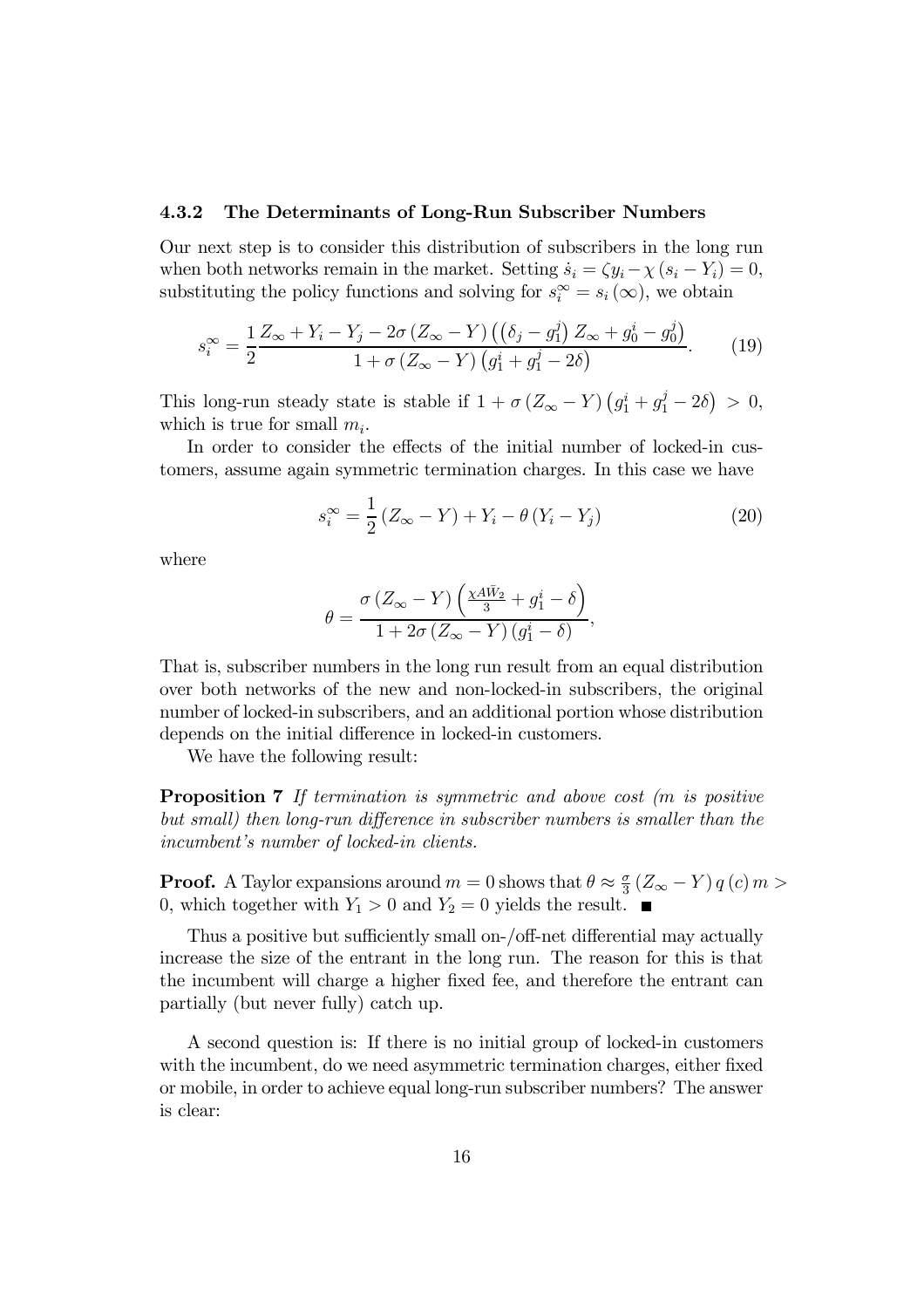### 4.3.2 The Determinants of Long-Run Subscriber Numbers

Our next step is to consider this distribution of subscribers in the long run when both networks remain in the market. Setting $\dot{s}_i = \zeta y_i - \chi (s_i - Y_i) = 0$, substituting the policy functions and solving for $s_i^\infty = s_i(\infty)$, we obtain

$$s_i^\infty = \frac{1}{2} \frac{Z_\infty + Y_i - Y_j - 2\sigma (Z_\infty - Y) \left( \left( \delta_j - g_1^j \right) Z_\infty + g_0^i - g_0^j \right)}{1 + \sigma (Z_\infty - Y) \left( g_1^i + g_1^j - 2\delta \right)}. \tag{19}$$

This long-run steady state is stable if $1 + \sigma (Z_\infty - Y) \left( g_1^i + g_1^j - 2\delta \right) > 0$, which is true for small $m_i$.

In order to consider the effects of the initial number of locked-in customers, assume again symmetric termination charges. In this case we have

$$s_i^\infty = \frac{1}{2} (Z_\infty - Y) + Y_i - \theta (Y_i - Y_j) \tag{20}$$

where

$$\theta = \frac{\sigma (Z_\infty - Y) \left( \frac{\chi A \bar{W}_2}{3} + g_1^i - \delta \right)}{1 + 2\sigma (Z_\infty - Y) (g_1^i - \delta)},$$

That is, subscriber numbers in the long run result from an equal distribution over both networks of the new and non-locked-in subscribers, the original number of locked-in subscribers, and an additional portion whose distribution depends on the initial difference in locked-in customers.

We have the following result:

**Proposition 7** *If termination is symmetric and above cost ($m$ is positive but small) then long-run difference in subscriber numbers is smaller than the incumbent's number of locked-in clients.*

**Proof.** A Taylor expansions around $m = 0$ shows that $\theta \approx \frac{\sigma}{3} (Z_\infty - Y) q(c) m > 0$, which together with $Y_1 > 0$ and $Y_2 = 0$ yields the result. ■

Thus a positive but sufficiently small on-/off-net differential may actually increase the size of the entrant in the long run. The reason for this is that the incumbent will charge a higher fixed fee, and therefore the entrant can partially (but never fully) catch up.

A second question is: If there is no initial group of locked-in customers with the incumbent, do we need asymmetric termination charges, either fixed or mobile, in order to achieve equal long-run subscriber numbers? The answer is clear: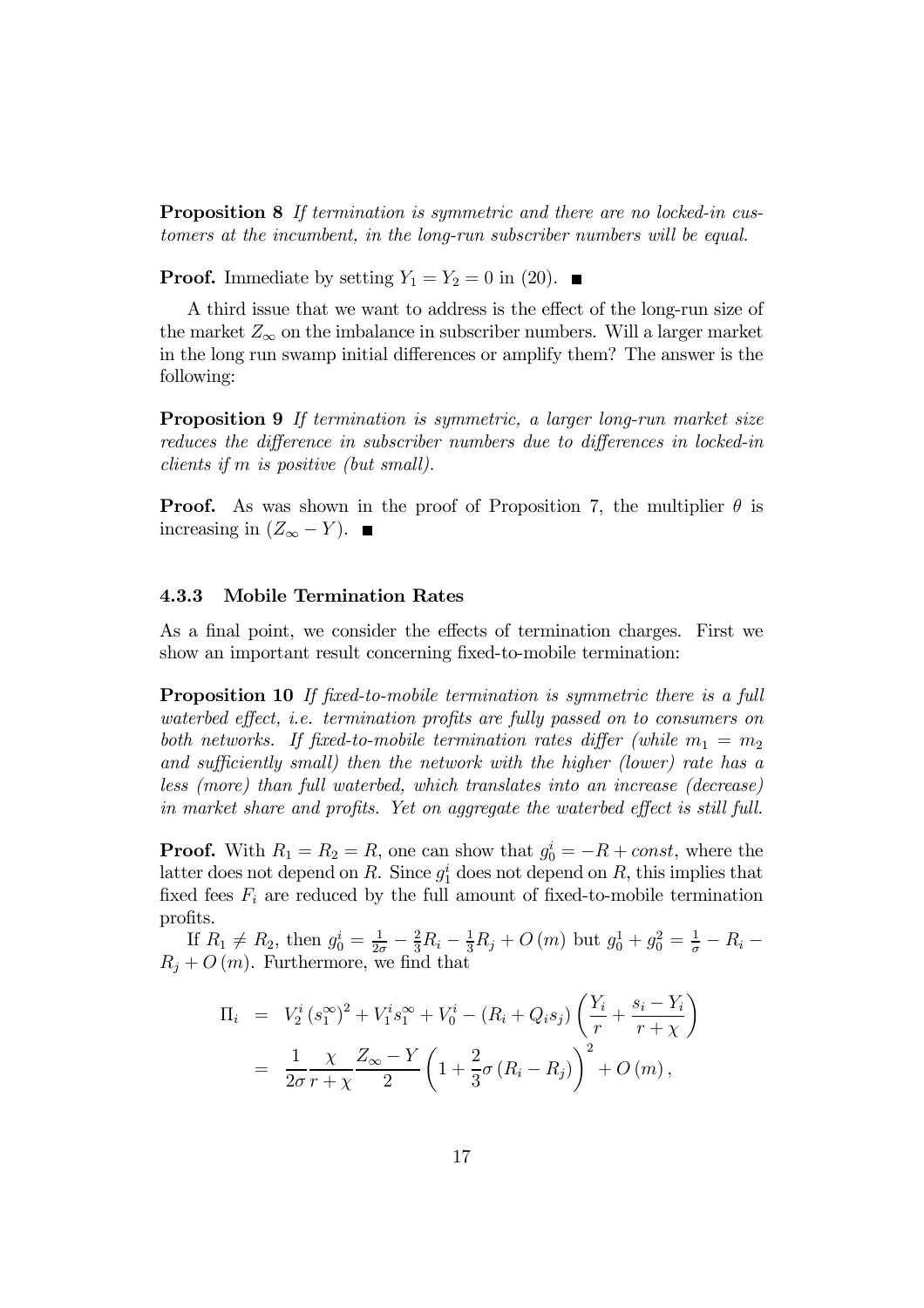**Proposition 8** *If termination is symmetric and there are no locked-in customers at the incumbent, in the long-run subscriber numbers will be equal.*

**Proof.** Immediate by setting $Y_1 = Y_2 = 0$ in (20). ■

A third issue that we want to address is the effect of the long-run size of the market $Z_\infty$ on the imbalance in subscriber numbers. Will a larger market in the long run swamp initial differences or amplify them? The answer is the following:

**Proposition 9** *If termination is symmetric, a larger long-run market size reduces the difference in subscriber numbers due to differences in locked-in clients if $m$ is positive (but small).*

**Proof.** As was shown in the proof of Proposition 7, the multiplier $\theta$ is increasing in $(Z_\infty - Y)$. ■

### 4.3.3 Mobile Termination Rates

As a final point, we consider the effects of termination charges. First we show an important result concerning fixed-to-mobile termination:

**Proposition 10** *If fixed-to-mobile termination is symmetric there is a full waterbed effect, i.e. termination profits are fully passed on to consumers on both networks. If fixed-to-mobile termination rates differ (while $m_1 = m_2$ and sufficiently small) then the network with the higher (lower) rate has a less (more) than full waterbed, which translates into an increase (decrease) in market share and profits. Yet on aggregate the waterbed effect is still full.*

**Proof.** With $R_1 = R_2 = R$, one can show that $g_0^i = -R + const$, where the latter does not depend on $R$. Since $g_1^i$ does not depend on $R$, this implies that fixed fees $F_i$ are reduced by the full amount of fixed-to-mobile termination profits.

If $R_1 \neq R_2$, then $g_0^i = \frac{1}{2\sigma} - \frac{2}{3}R_i - \frac{1}{3}R_j + O(m)$ but $g_0^1 + g_0^2 = \frac{1}{\sigma} - R_i - R_j + O(m)$. Furthermore, we find that

$$
\begin{aligned}
\Pi_i &= V_2^i (s_1^\infty)^2 + V_1^i s_1^\infty + V_0^i - (R_i + Q_i s_j)\left(\frac{Y_i}{r} + \frac{s_i - Y_i}{r + \chi}\right) \\
&= \frac{1}{2\sigma}\frac{\chi}{r + \chi}\frac{Z_\infty - Y}{2}\left(1 + \frac{2}{3}\sigma(R_i - R_j)\right)^2 + O(m),
\end{aligned}
$$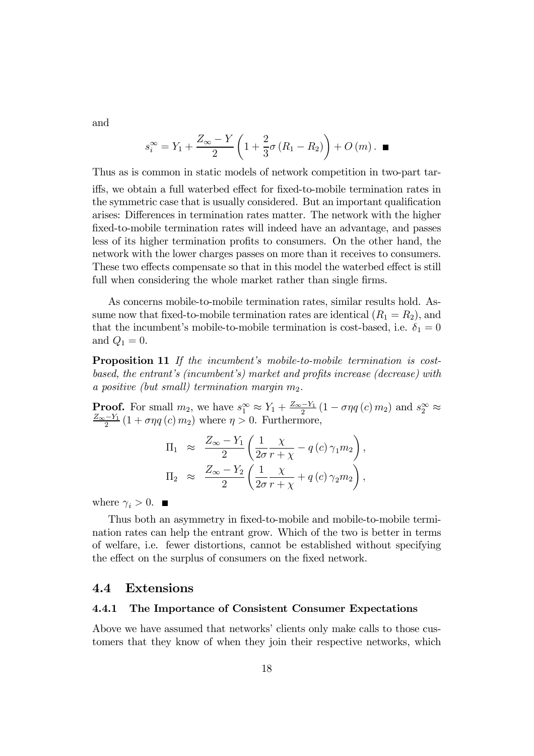and

$$s_i^{\infty} = Y_1 + \frac{Z_{\infty} - Y}{2} \left( 1 + \frac{2}{3} \sigma \left( R_1 - R_2 \right) \right) + O\left( m \right). \blacksquare$$

Thus as is common in static models of network competition in two-part tariffs, we obtain a full waterbed effect for fixed-to-mobile termination rates in the symmetric case that is usually considered. But an important qualification arises: Differences in termination rates matter. The network with the higher fixed-to-mobile termination rates will indeed have an advantage, and passes less of its higher termination profits to consumers. On the other hand, the network with the lower charges passes on more than it receives to consumers. These two effects compensate so that in this model the waterbed effect is still full when considering the whole market rather than single firms.

As concerns mobile-to-mobile termination rates, similar results hold. Assume now that fixed-to-mobile termination rates are identical ($R_1 = R_2$), and that the incumbent's mobile-to-mobile termination is cost-based, i.e. $\delta_1 = 0$ and $Q_1 = 0$.

**Proposition 11** *If the incumbent's mobile-to-mobile termination is cost-based, the entrant's (incumbent's) market and profits increase (decrease) with a positive (but small) termination margin $m_2$.*

**Proof.** For small $m_2$, we have $s_1^{\infty} \approx Y_1 + \frac{Z_{\infty} - Y_1}{2} \left( 1 - \sigma \eta q\left( c \right) m_2 \right)$ and $s_2^{\infty} \approx \frac{Z_{\infty} - Y_1}{2} \left( 1 + \sigma \eta q\left( c \right) m_2 \right)$ where $\eta > 0$. Furthermore,

$$\begin{aligned} \Pi_1 &\approx \frac{Z_{\infty} - Y_1}{2} \left( \frac{1}{2\sigma} \frac{\chi}{r + \chi} - q\left( c \right) \gamma_1 m_2 \right), \\ \Pi_2 &\approx \frac{Z_{\infty} - Y_2}{2} \left( \frac{1}{2\sigma} \frac{\chi}{r + \chi} + q\left( c \right) \gamma_2 m_2 \right), \end{aligned}$$

where $\gamma_i > 0$. $\blacksquare$

Thus both an asymmetry in fixed-to-mobile and mobile-to-mobile termination rates can help the entrant grow. Which of the two is better in terms of welfare, i.e. fewer distortions, cannot be established without specifying the effect on the surplus of consumers on the fixed network.

## 4.4 Extensions

### 4.4.1 The Importance of Consistent Consumer Expectations

Above we have assumed that networks' clients only make calls to those customers that they know of when they join their respective networks, which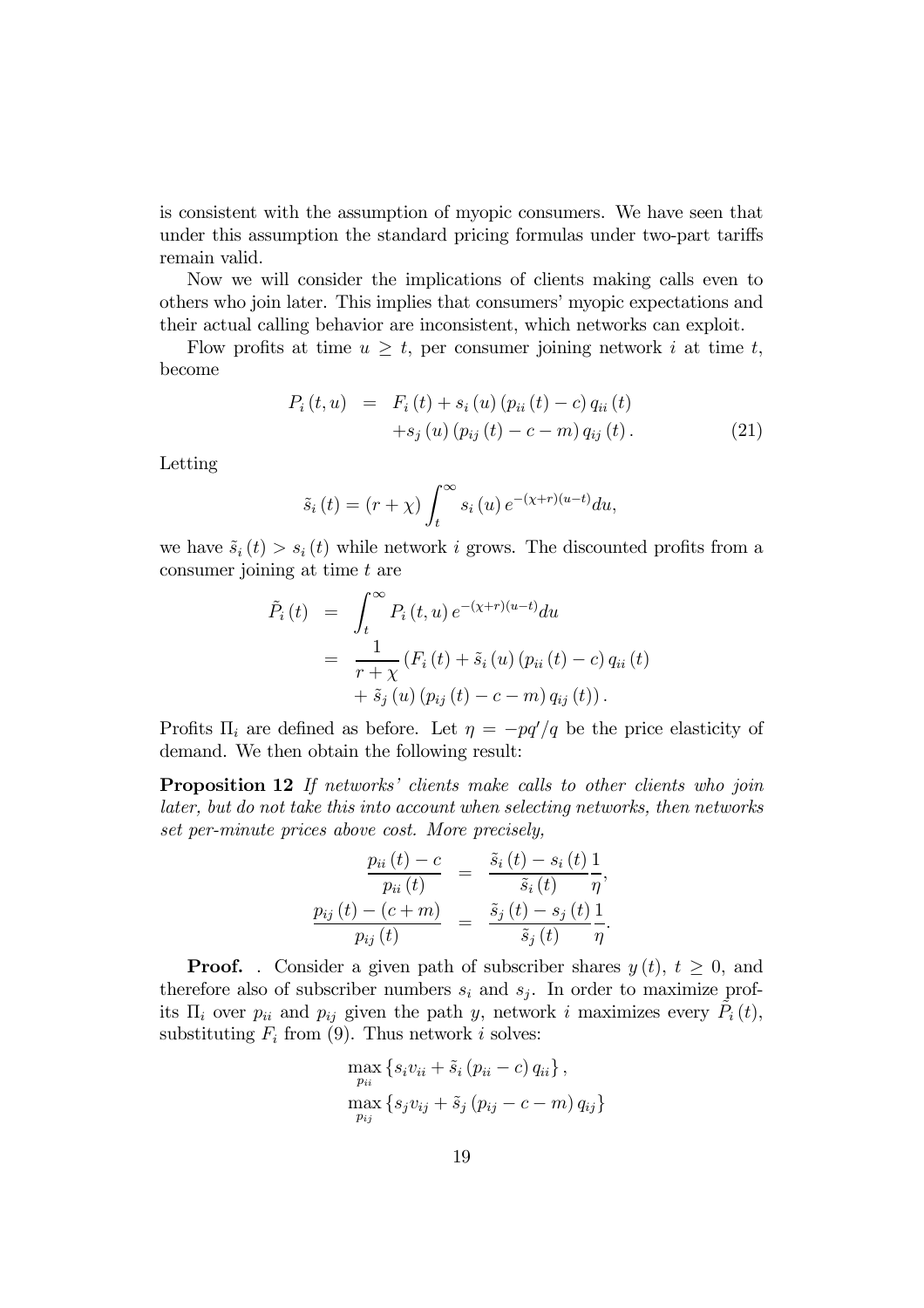is consistent with the assumption of myopic consumers. We have seen that under this assumption the standard pricing formulas under two-part tariffs remain valid.

Now we will consider the implications of clients making calls even to others who join later. This implies that consumers' myopic expectations and their actual calling behavior are inconsistent, which networks can exploit.

Flow profits at time $u \geq t$, per consumer joining network $i$ at time $t$, become

$$
\begin{aligned}
P_i(t,u) &= F_i(t) + s_i(u)(p_{ii}(t) - c)\, q_{ii}(t) \\
&\quad + s_j(u)(p_{ij}(t) - c - m)\, q_{ij}(t). \qquad (21)
\end{aligned}
$$

Letting

$$
\tilde{s}_i(t) = (r+\chi)\int_t^{\infty} s_i(u)\, e^{-(\chi+r)(u-t)} du,
$$

we have $\tilde{s}_i(t) > s_i(t)$ while network $i$ grows. The discounted profits from a consumer joining at time $t$ are

$$
\begin{aligned}
\tilde{P}_i(t) &= \int_t^{\infty} P_i(t,u)\, e^{-(\chi+r)(u-t)} du \\
&= \frac{1}{r+\chi}\left(F_i(t) + \tilde{s}_i(u)(p_{ii}(t) - c)\, q_{ii}(t)\right. \\
&\quad \left. + \tilde{s}_j(u)(p_{ij}(t) - c - m)\, q_{ij}(t)\right).
\end{aligned}
$$

Profits $\Pi_i$ are defined as before. Let $\eta = -pq'/q$ be the price elasticity of demand. We then obtain the following result:

**Proposition 12** *If networks' clients make calls to other clients who join later, but do not take this into account when selecting networks, then networks set per-minute prices above cost. More precisely,*

$$
\begin{aligned}
\frac{p_{ii}(t) - c}{p_{ii}(t)} &= \frac{\tilde{s}_i(t) - s_i(t)}{\tilde{s}_i(t)}\frac{1}{\eta}, \\
\frac{p_{ij}(t) - (c+m)}{p_{ij}(t)} &= \frac{\tilde{s}_j(t) - s_j(t)}{\tilde{s}_j(t)}\frac{1}{\eta}.
\end{aligned}
$$

**Proof.** . Consider a given path of subscriber shares $y(t)$, $t \geq 0$, and therefore also of subscriber numbers $s_i$ and $s_j$. In order to maximize profits $\Pi_i$ over $p_{ii}$ and $p_{ij}$ given the path $y$, network $i$ maximizes every $\tilde{P}_i(t)$, substituting $F_i$ from (9). Thus network $i$ solves:

$$
\begin{aligned}
&\max_{p_{ii}} \left\{ s_i v_{ii} + \tilde{s}_i (p_{ii} - c)\, q_{ii} \right\}, \\
&\max_{p_{ij}} \left\{ s_j v_{ij} + \tilde{s}_j (p_{ij} - c - m)\, q_{ij} \right\}
\end{aligned}
$$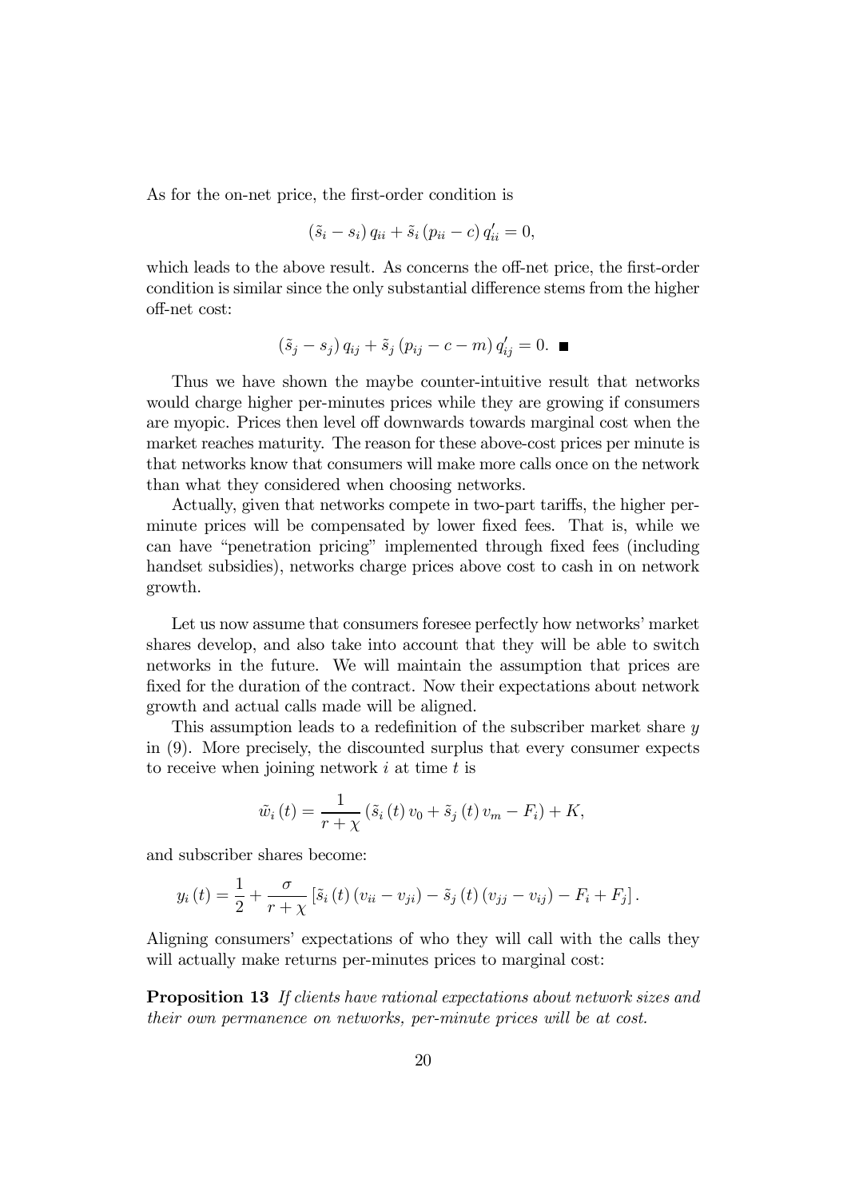As for the on-net price, the first-order condition is

$$(\tilde{s}_i - s_i) q_{ii} + \tilde{s}_i (p_{ii} - c) q'_{ii} = 0,$$

which leads to the above result. As concerns the off-net price, the first-order condition is similar since the only substantial difference stems from the higher off-net cost:

$$(\tilde{s}_j - s_j) q_{ij} + \tilde{s}_j (p_{ij} - c - m) q'_{ij} = 0. \blacksquare$$

Thus we have shown the maybe counter-intuitive result that networks would charge higher per-minutes prices while they are growing if consumers are myopic. Prices then level off downwards towards marginal cost when the market reaches maturity. The reason for these above-cost prices per minute is that networks know that consumers will make more calls once on the network than what they considered when choosing networks.

Actually, given that networks compete in two-part tariffs, the higher per-minute prices will be compensated by lower fixed fees. That is, while we can have "penetration pricing" implemented through fixed fees (including handset subsidies), networks charge prices above cost to cash in on network growth.

Let us now assume that consumers foresee perfectly how networks' market shares develop, and also take into account that they will be able to switch networks in the future. We will maintain the assumption that prices are fixed for the duration of the contract. Now their expectations about network growth and actual calls made will be aligned.

This assumption leads to a redefinition of the subscriber market share $y$ in (9). More precisely, the discounted surplus that every consumer expects to receive when joining network $i$ at time $t$ is

$$\tilde{w}_i(t) = \frac{1}{r+\chi} (\tilde{s}_i(t) v_0 + \tilde{s}_j(t) v_m - F_i) + K,$$

and subscriber shares become:

$$y_i(t) = \frac{1}{2} + \frac{\sigma}{r+\chi} [\tilde{s}_i(t)(v_{ii} - v_{ji}) - \tilde{s}_j(t)(v_{jj} - v_{ij}) - F_i + F_j].$$

Aligning consumers' expectations of who they will call with the calls they will actually make returns per-minutes prices to marginal cost:

**Proposition 13** *If clients have rational expectations about network sizes and their own permanence on networks, per-minute prices will be at cost.*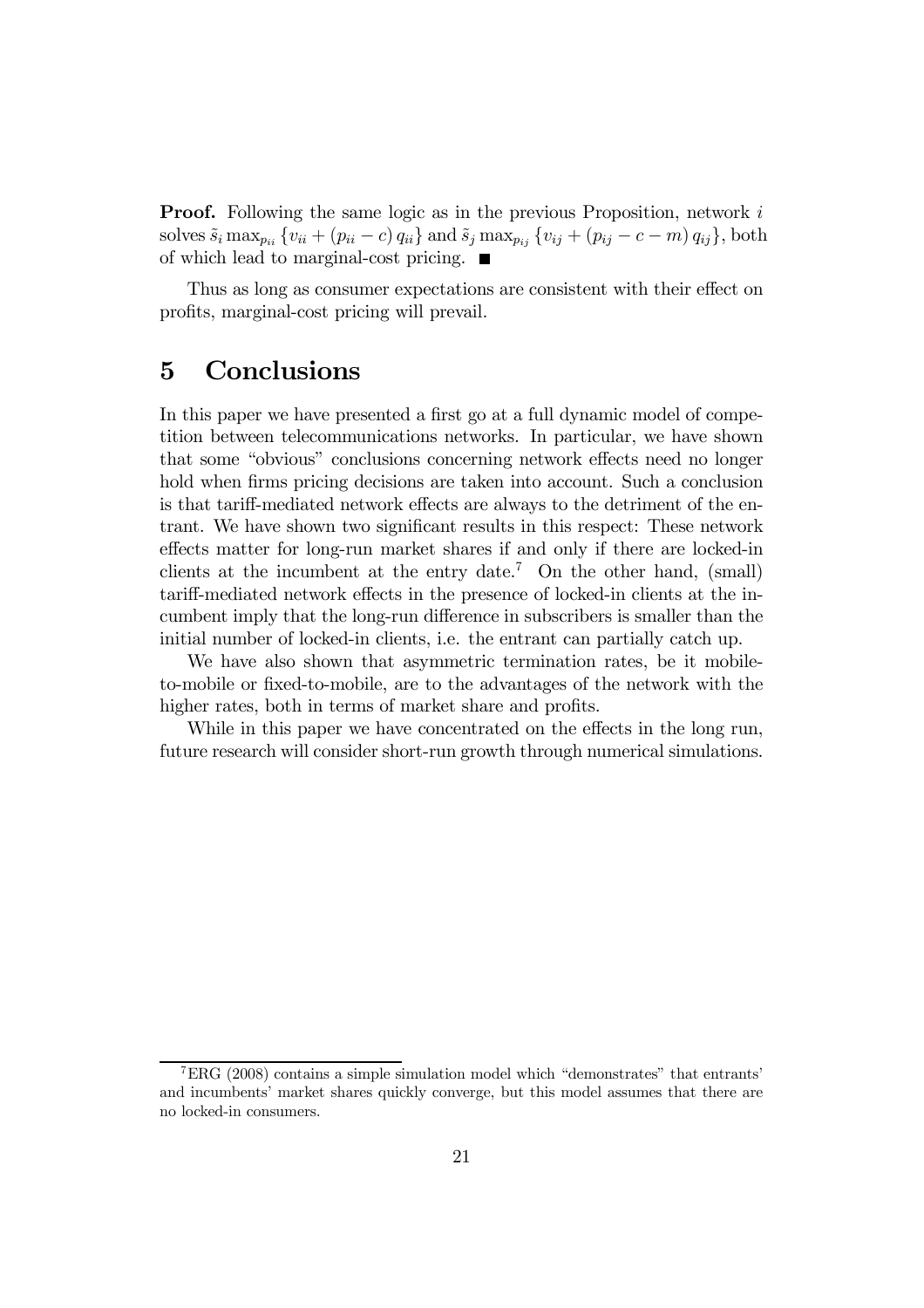**Proof.** Following the same logic as in the previous Proposition, network $i$ solves $\tilde{s}_i \max_{p_{ii}} \{v_{ii} + (p_{ii} - c) q_{ii}\}$ and $\tilde{s}_j \max_{p_{ij}} \{v_{ij} + (p_{ij} - c - m) q_{ij}\}$, both of which lead to marginal-cost pricing. ■

Thus as long as consumer expectations are consistent with their effect on profits, marginal-cost pricing will prevail.

# 5 Conclusions

In this paper we have presented a first go at a full dynamic model of competition between telecommunications networks. In particular, we have shown that some "obvious" conclusions concerning network effects need no longer hold when firms pricing decisions are taken into account. Such a conclusion is that tariff-mediated network effects are always to the detriment of the entrant. We have shown two significant results in this respect: These network effects matter for long-run market shares if and only if there are locked-in clients at the incumbent at the entry date.[7] On the other hand, (small) tariff-mediated network effects in the presence of locked-in clients at the incumbent imply that the long-run difference in subscribers is smaller than the initial number of locked-in clients, i.e. the entrant can partially catch up.

We have also shown that asymmetric termination rates, be it mobile-to-mobile or fixed-to-mobile, are to the advantages of the network with the higher rates, both in terms of market share and profits.

While in this paper we have concentrated on the effects in the long run, future research will consider short-run growth through numerical simulations.

[7] ERG (2008) contains a simple simulation model which "demonstrates" that entrants' and incumbents' market shares quickly converge, but this model assumes that there are no locked-in consumers.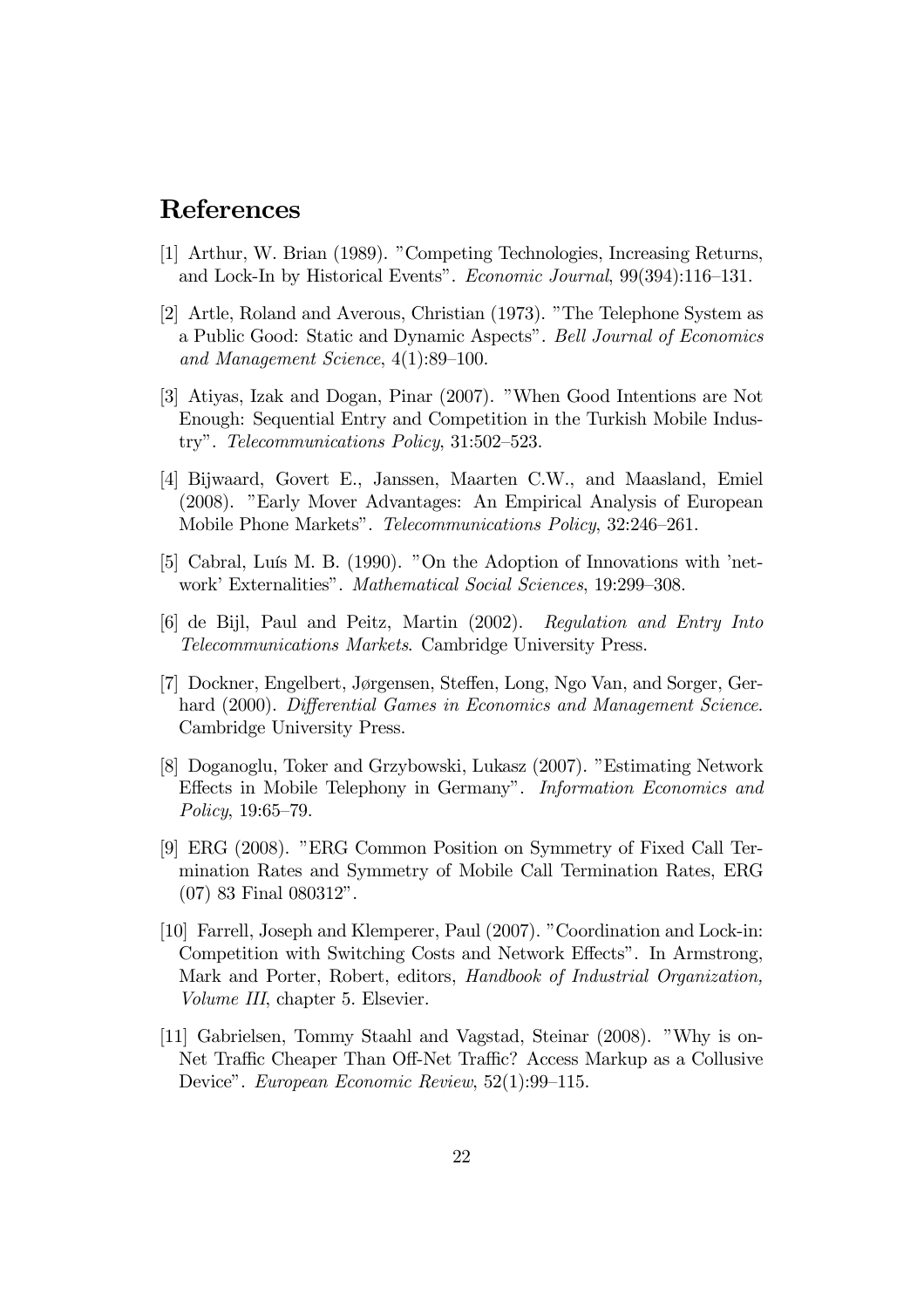## References

[1] Arthur, W. Brian (1989). "Competing Technologies, Increasing Returns, and Lock-In by Historical Events". *Economic Journal*, 99(394):116–131.

[2] Artle, Roland and Averous, Christian (1973). "The Telephone System as a Public Good: Static and Dynamic Aspects". *Bell Journal of Economics and Management Science*, 4(1):89–100.

[3] Atiyas, Izak and Dogan, Pinar (2007). "When Good Intentions are Not Enough: Sequential Entry and Competition in the Turkish Mobile Industry". *Telecommunications Policy*, 31:502–523.

[4] Bijwaard, Govert E., Janssen, Maarten C.W., and Maasland, Emiel (2008). "Early Mover Advantages: An Empirical Analysis of European Mobile Phone Markets". *Telecommunications Policy*, 32:246–261.

[5] Cabral, Luís M. B. (1990). "On the Adoption of Innovations with 'network' Externalities". *Mathematical Social Sciences*, 19:299–308.

[6] de Bijl, Paul and Peitz, Martin (2002). *Regulation and Entry Into Telecommunications Markets*. Cambridge University Press.

[7] Dockner, Engelbert, Jørgensen, Steffen, Long, Ngo Van, and Sorger, Gerhard (2000). *Differential Games in Economics and Management Science*. Cambridge University Press.

[8] Doganoglu, Toker and Grzybowski, Lukasz (2007). "Estimating Network Effects in Mobile Telephony in Germany". *Information Economics and Policy*, 19:65–79.

[9] ERG (2008). "ERG Common Position on Symmetry of Fixed Call Termination Rates and Symmetry of Mobile Call Termination Rates, ERG (07) 83 Final 080312".

[10] Farrell, Joseph and Klemperer, Paul (2007). "Coordination and Lock-in: Competition with Switching Costs and Network Effects". In Armstrong, Mark and Porter, Robert, editors, *Handbook of Industrial Organization, Volume III*, chapter 5. Elsevier.

[11] Gabrielsen, Tommy Staahl and Vagstad, Steinar (2008). "Why is on-Net Traffic Cheaper Than Off-Net Traffic? Access Markup as a Collusive Device". *European Economic Review*, 52(1):99–115.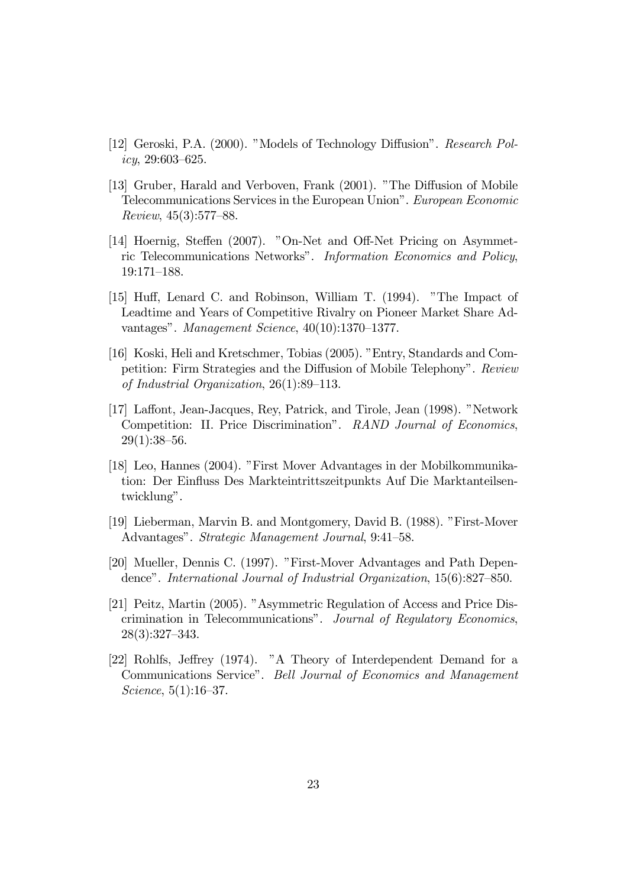[12] Geroski, P.A. (2000). "Models of Technology Diffusion". *Research Policy*, 29:603–625.

[13] Gruber, Harald and Verboven, Frank (2001). "The Diffusion of Mobile Telecommunications Services in the European Union". *European Economic Review*, 45(3):577–88.

[14] Hoernig, Steffen (2007). "On-Net and Off-Net Pricing on Asymmetric Telecommunications Networks". *Information Economics and Policy*, 19:171–188.

[15] Huff, Lenard C. and Robinson, William T. (1994). "The Impact of Leadtime and Years of Competitive Rivalry on Pioneer Market Share Advantages". *Management Science*, 40(10):1370–1377.

[16] Koski, Heli and Kretschmer, Tobias (2005). "Entry, Standards and Competition: Firm Strategies and the Diffusion of Mobile Telephony". *Review of Industrial Organization*, 26(1):89–113.

[17] Laffont, Jean-Jacques, Rey, Patrick, and Tirole, Jean (1998). "Network Competition: II. Price Discrimination". *RAND Journal of Economics*, 29(1):38–56.

[18] Leo, Hannes (2004). "First Mover Advantages in der Mobilkommunikation: Der Einfluss Des Markteintrittszeitpunkts Auf Die Marktanteilsentwicklung".

[19] Lieberman, Marvin B. and Montgomery, David B. (1988). "First-Mover Advantages". *Strategic Management Journal*, 9:41–58.

[20] Mueller, Dennis C. (1997). "First-Mover Advantages and Path Dependence". *International Journal of Industrial Organization*, 15(6):827–850.

[21] Peitz, Martin (2005). "Asymmetric Regulation of Access and Price Discrimination in Telecommunications". *Journal of Regulatory Economics*, 28(3):327–343.

[22] Rohlfs, Jeffrey (1974). "A Theory of Interdependent Demand for a Communications Service". *Bell Journal of Economics and Management Science*, 5(1):16–37.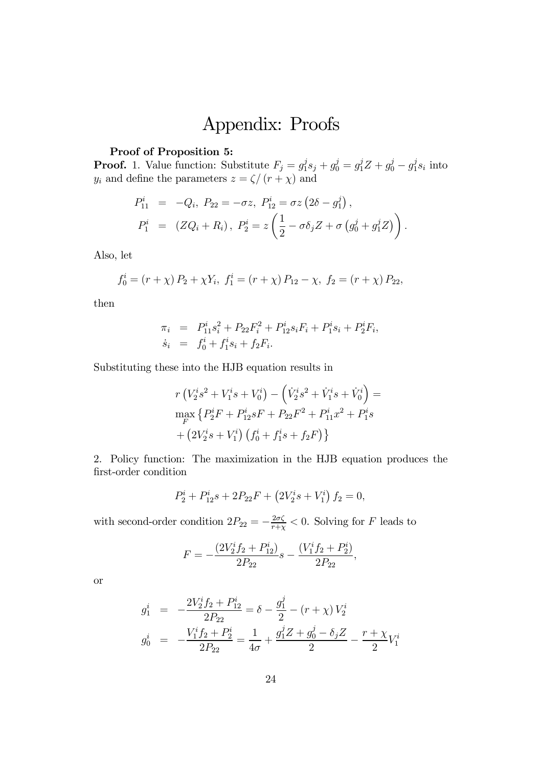# Appendix: Proofs

**Proof of Proposition 5:**

**Proof.** 1. Value function: Substitute $F_j = g_1^j s_j + g_0^j = g_1^j Z + g_0^j - g_1^j s_i$ into $y_i$ and define the parameters $z = \zeta / (r + \chi)$ and

$$
\begin{aligned}
P_{11}^i &= -Q_i,\ P_{22} = -\sigma z,\ P_{12}^i = \sigma z \left(2\delta - g_1^j\right), \\
P_1^i &= \left(ZQ_i + R_i\right),\ P_2^i = z\left(\frac{1}{2} - \sigma \delta_j Z + \sigma\left(g_0^j + g_1^j Z\right)\right).
\end{aligned}
$$

Also, let

$$
f_0^i = (r+\chi) P_2 + \chi Y_i,\ f_1^i = (r+\chi) P_{12} - \chi,\ f_2 = (r+\chi) P_{22},
$$

then

$$
\begin{aligned}
\pi_i &= P_{11}^i s_i^2 + P_{22} F_i^2 + P_{12}^i s_i F_i + P_1^i s_i + P_2^i F_i, \\
\dot{s}_i &= f_0^i + f_1^i s_i + f_2 F_i.
\end{aligned}
$$

Substituting these into the HJB equation results in

$$
\begin{aligned}
& r\left(V_2^i s^2 + V_1^i s + V_0^i\right) - \left(\dot{V}_2^i s^2 + \dot{V}_1^i s + \dot{V}_0^i\right) = \\
& \max_F \left\{ P_2^i F + P_{12}^i s F + P_{22} F^2 + P_{11}^i x^2 + P_1^i s \right. \\
& \left. + \left(2V_2^i s + V_1^i\right)\left(f_0^i + f_1^i s + f_2 F\right) \right\}
\end{aligned}
$$

2. Policy function: The maximization in the HJB equation produces the first-order condition

$$
P_2^i + P_{12}^i s + 2P_{22} F + \left(2V_2^i s + V_1^i\right) f_2 = 0,
$$

with second-order condition $2P_{22} = -\frac{2\sigma\zeta}{r+\chi} < 0$. Solving for $F$ leads to

$$
F = -\frac{\left(2V_2^i f_2 + P_{12}^i\right)}{2P_{22}} s - \frac{\left(V_1^i f_2 + P_2^i\right)}{2P_{22}},
$$

or

$$
\begin{aligned}
g_1^i &= -\frac{2V_2^i f_2 + P_{12}^i}{2P_{22}} = \delta - \frac{g_1^j}{2} - (r+\chi) V_2^i \\
g_0^i &= -\frac{V_1^i f_2 + P_2^i}{2P_{22}} = \frac{1}{4\sigma} + \frac{g_1^j Z + g_0^j - \delta_j Z}{2} - \frac{r+\chi}{2} V_1^i
\end{aligned}
$$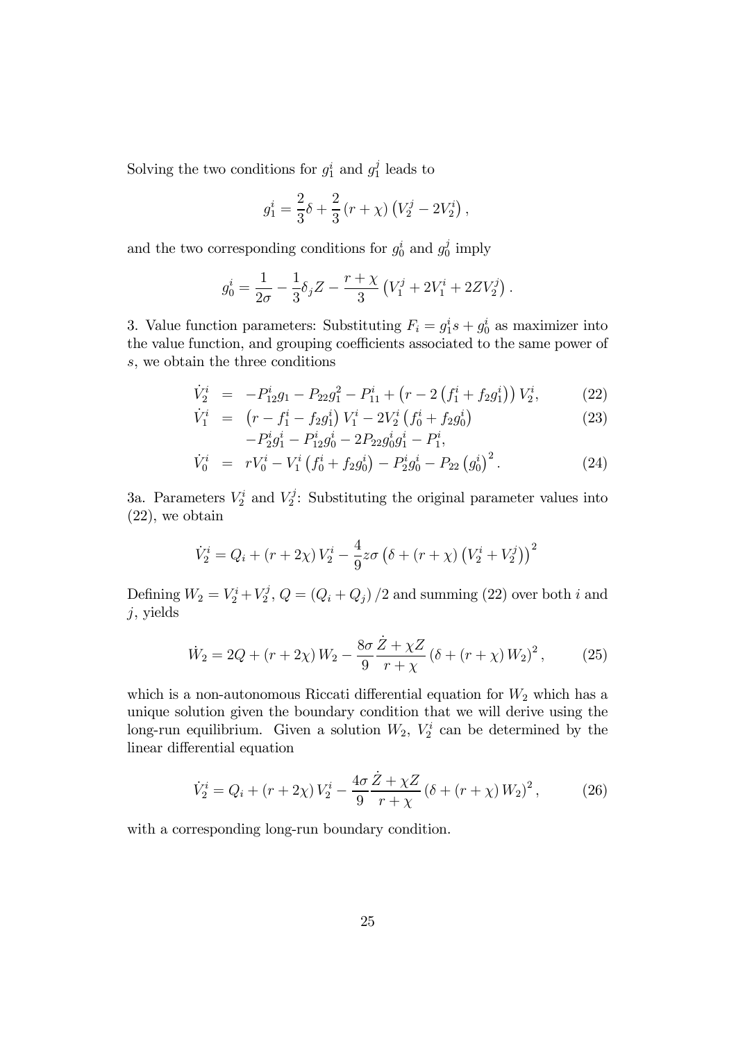Solving the two conditions for $g_1^i$ and $g_1^j$ leads to

$$g_1^i = \frac{2}{3}\delta + \frac{2}{3}(r+\chi)\left(V_2^j - 2V_2^i\right),$$

and the two corresponding conditions for $g_0^i$ and $g_0^j$ imply

$$g_0^i = \frac{1}{2\sigma} - \frac{1}{3}\delta_j Z - \frac{r+\chi}{3}\left(V_1^j + 2V_1^i + 2ZV_2^j\right).$$

3. Value function parameters: Substituting $F_i = g_1^i s + g_0^i$ as maximizer into the value function, and grouping coefficients associated to the same power of $s$, we obtain the three conditions

$$\dot{V}_2^i = -P_{12}^i g_1 - P_{22} g_1^2 - P_{11}^i + \left(r - 2\left(f_1^i + f_2 g_1^i\right)\right) V_2^i, \tag{22}$$

$$\begin{aligned}\dot{V}_1^i = {} & \left(r - f_1^i - f_2 g_1^i\right) V_1^i - 2V_2^i\left(f_0^i + f_2 g_0^i\right) \\ & - P_2^i g_1^i - P_{12}^i g_0^i - 2P_{22} g_0^i g_1^i - P_1^i,\end{aligned} \tag{23}$$

$$\dot{V}_0^i = rV_0^i - V_1^i\left(f_0^i + f_2 g_0^i\right) - P_2^i g_0^i - P_{22}\left(g_0^i\right)^2. \tag{24}$$

3a. Parameters $V_2^i$ and $V_2^j$: Substituting the original parameter values into (22), we obtain

$$\dot{V}_2^i = Q_i + (r+2\chi)V_2^i - \frac{4}{9}z\sigma\left(\delta + (r+\chi)\left(V_2^i + V_2^j\right)\right)^2$$

Defining $W_2 = V_2^i + V_2^j$, $Q = (Q_i + Q_j)/2$ and summing (22) over both $i$ and $j$, yields

$$\dot{W}_2 = 2Q + (r+2\chi)W_2 - \frac{8\sigma}{9}\frac{\dot{Z} + \chi Z}{r+\chi}\left(\delta + (r+\chi)W_2\right)^2, \tag{25}$$

which is a non-autonomous Riccati differential equation for $W_2$ which has a unique solution given the boundary condition that we will derive using the long-run equilibrium. Given a solution $W_2$, $V_2^i$ can be determined by the linear differential equation

$$\dot{V}_2^i = Q_i + (r+2\chi)V_2^i - \frac{4\sigma}{9}\frac{\dot{Z} + \chi Z}{r+\chi}\left(\delta + (r+\chi)W_2\right)^2, \tag{26}$$

with a corresponding long-run boundary condition.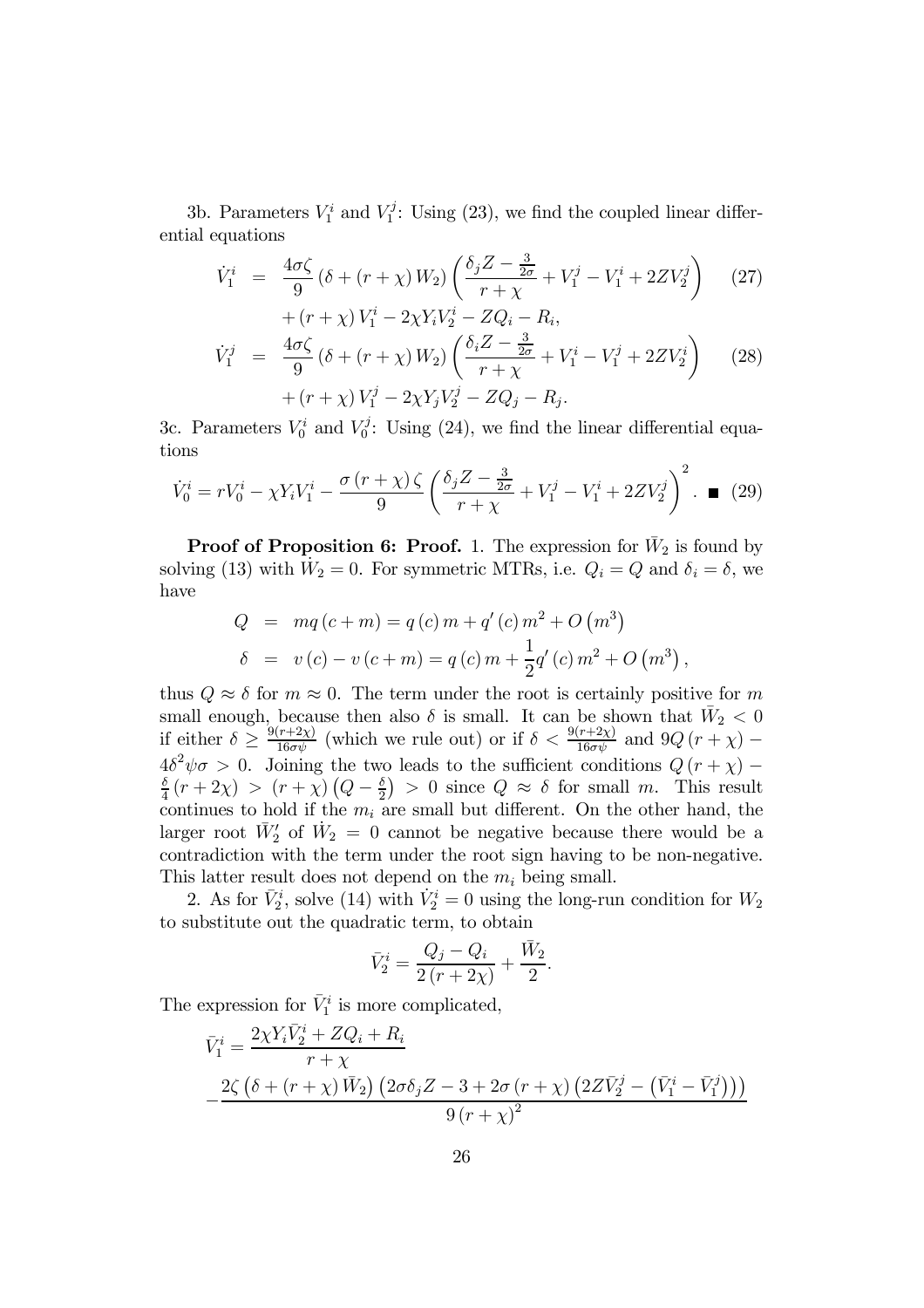3b. Parameters $V_1^i$ and $V_1^j$: Using (23), we find the coupled linear differential equations

$$\begin{aligned}
\dot{V}_1^i &= \frac{4\sigma\zeta}{9}\left(\delta + (r+\chi)W_2\right)\left(\frac{\delta_j Z - \frac{3}{2\sigma}}{r+\chi} + V_1^j - V_1^i + 2ZV_2^j\right) \qquad (27)\\
&\quad + (r+\chi)V_1^i - 2\chi Y_i V_2^i - ZQ_i - R_i,\\
\dot{V}_1^j &= \frac{4\sigma\zeta}{9}\left(\delta + (r+\chi)W_2\right)\left(\frac{\delta_i Z - \frac{3}{2\sigma}}{r+\chi} + V_1^i - V_1^j + 2ZV_2^i\right) \qquad (28)\\
&\quad + (r+\chi)V_1^j - 2\chi Y_j V_2^j - ZQ_j - R_j.
\end{aligned}$$

3c. Parameters $V_0^i$ and $V_0^j$: Using (24), we find the linear differential equations

$$\dot{V}_0^i = rV_0^i - \chi Y_i V_1^i - \frac{\sigma(r+\chi)\zeta}{9}\left(\frac{\delta_j Z - \frac{3}{2\sigma}}{r+\chi} + V_1^j - V_1^i + 2ZV_2^j\right)^2. \;\blacksquare \quad (29)$$

**Proof of Proposition 6: Proof.** 1. The expression for $\bar{W}_2$ is found by solving (13) with $\dot{W}_2 = 0$. For symmetric MTRs, i.e. $Q_i = Q$ and $\delta_i = \delta$, we have

$$\begin{aligned}
Q &= mq(c+m) = q(c)m + q'(c)m^2 + O\left(m^3\right)\\
\delta &= v(c) - v(c+m) = q(c)m + \frac{1}{2}q'(c)m^2 + O\left(m^3\right),
\end{aligned}$$

thus $Q \approx \delta$ for $m \approx 0$. The term under the root is certainly positive for $m$ small enough, because then also $\delta$ is small. It can be shown that $\bar{W}_2 < 0$ if either $\delta \geq \frac{9(r+2\chi)}{16\sigma\psi}$ (which we rule out) or if $\delta < \frac{9(r+2\chi)}{16\sigma\psi}$ and $9Q(r+\chi) - 4\delta^2\psi\sigma > 0$. Joining the two leads to the sufficient conditions $Q(r+\chi) - \frac{\delta}{4}(r+2\chi) > (r+\chi)\left(Q - \frac{\delta}{2}\right) > 0$ since $Q \approx \delta$ for small $m$. This result continues to hold if the $m_i$ are small but different. On the other hand, the larger root $\bar{W}_2'$ of $\dot{W}_2 = 0$ cannot be negative because there would be a contradiction with the term under the root sign having to be non-negative. This latter result does not depend on the $m_i$ being small.

2. As for $\bar{V}_2^i$, solve (14) with $\dot{V}_2^i = 0$ using the long-run condition for $W_2$ to substitute out the quadratic term, to obtain

$$\bar{V}_2^i = \frac{Q_j - Q_i}{2(r+2\chi)} + \frac{\bar{W}_2}{2}.$$

The expression for $\bar{V}_1^i$ is more complicated,

$$\bar{V}_1^i = \frac{2\chi Y_i \bar{V}_2^i + ZQ_i + R_i}{r+\chi}$$
$$-\frac{2\zeta\left(\delta + (r+\chi)\bar{W}_2\right)\left(2\sigma\delta_j Z - 3 + 2\sigma(r+\chi)\left(2Z\bar{V}_2^j - \left(\bar{V}_1^i - \bar{V}_1^j\right)\right)\right)}{9(r+\chi)^2}$$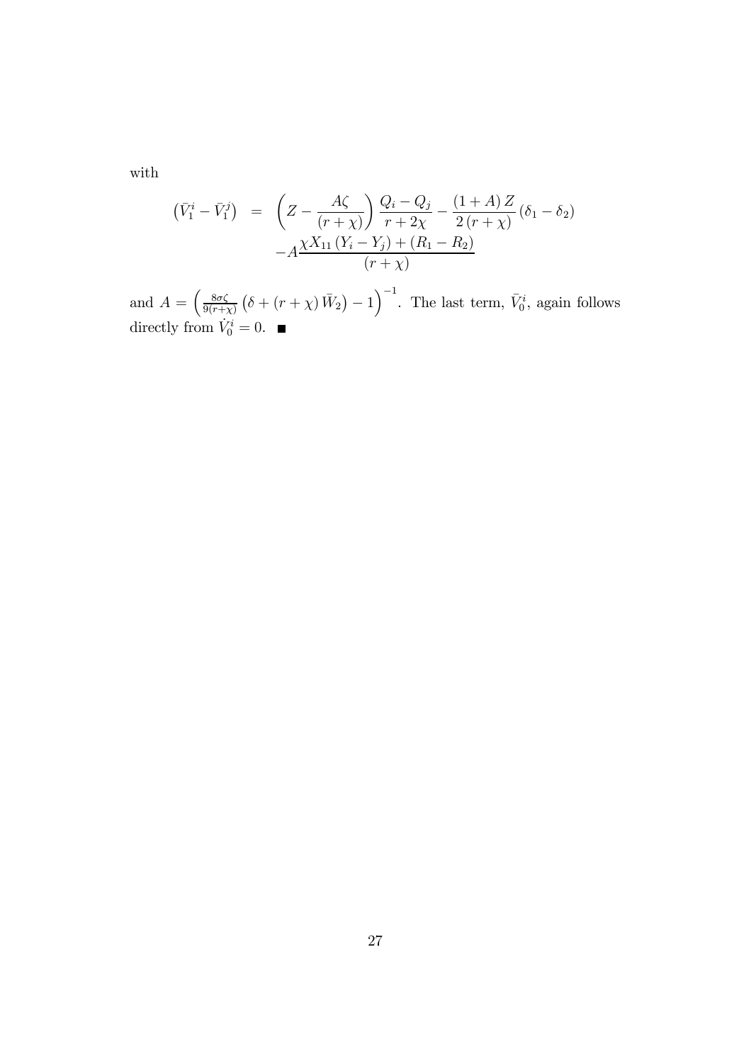with

$$
\begin{aligned}
\left(\bar{V}_1^i - \bar{V}_1^j\right) &= \left(Z - \frac{A\zeta}{(r+\chi)}\right)\frac{Q_i - Q_j}{r+2\chi} - \frac{(1+A)\,Z}{2\,(r+\chi)}\left(\delta_1 - \delta_2\right) \\
&\quad - A\frac{\chi X_{11}\left(Y_i - Y_j\right) + \left(R_1 - R_2\right)}{(r+\chi)}
\end{aligned}
$$

and $A = \left(\frac{8\sigma\zeta}{9(r+\chi)}\left(\delta + (r+\chi)\,\bar{W}_2\right) - 1\right)^{-1}$. The last term, $\bar{V}_0^i$, again follows directly from $\dot{V}_0^i = 0$. ■